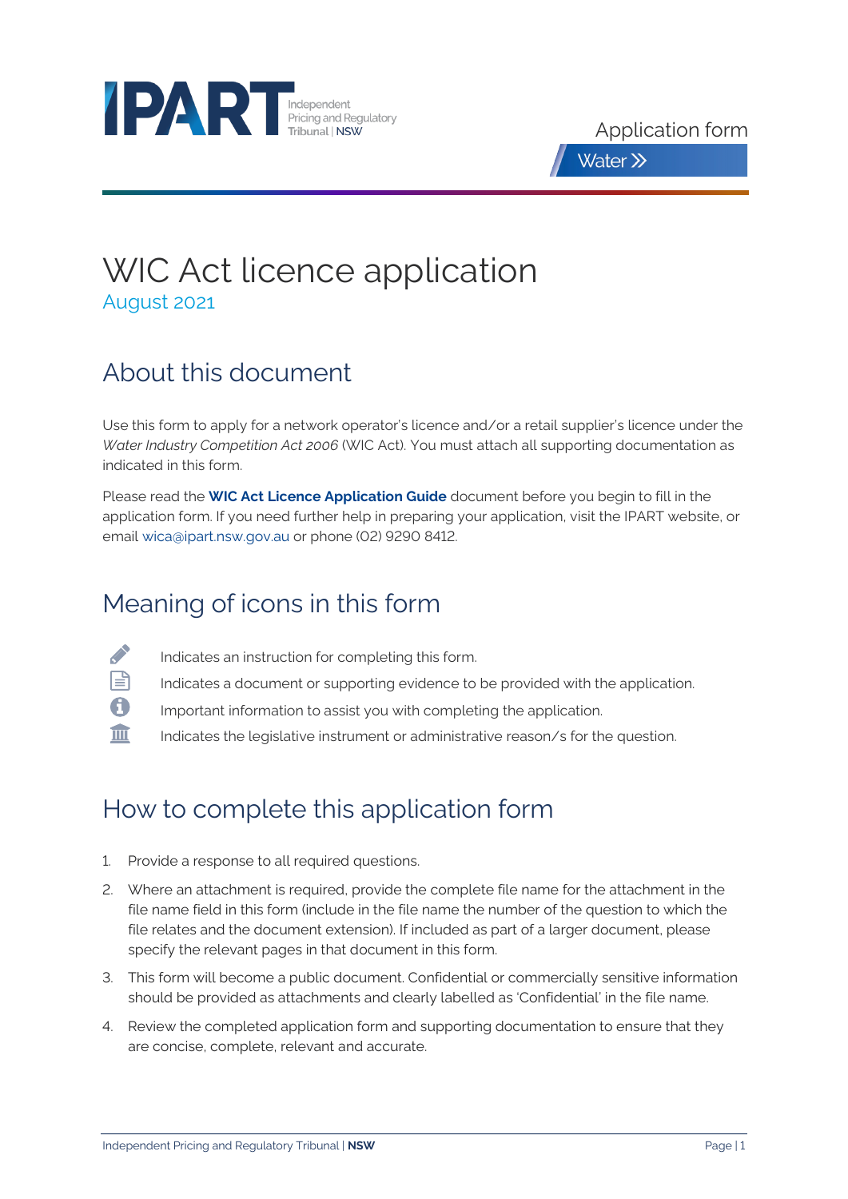IPART Independent Pricing and Regulatory Tribunal | NSW

Application form

Water

# WIC Act licence application

August 2021

## About this document

Use this form to apply for a network operator's licence and/or a retail supplier's licence under the *Water Industry Competition Act 2006* (WIC Act). You must attach all supporting documentation as indicated in this form.

Please read the **WIC Act Licence Application Guide** document before you begin to fill in the application form. If you need further help in preparing your application, visit the IPART website, or email wica@ipart.nsw.gov.au or phone (02) 9290 8412.

## Meaning of icons in this form

- Indicates an instruction for completing this form.
- Indicates a document or supporting evidence to be provided with the application.
- Important information to assist you with completing the application.
- Indicates the legislative instrument or administrative reason/s for the question.

## How to complete this application form

1. Provide a response to all required questions.
2. Where an attachment is required, provide the complete file name for the attachment in the file name field in this form (include in the file name the number of the question to which the file relates and the document extension). If included as part of a larger document, please specify the relevant pages in that document in this form.
3. This form will become a public document. Confidential or commercially sensitive information should be provided as attachments and clearly labelled as 'Confidential' in the file name.
4. Review the completed application form and supporting documentation to ensure that they are concise, complete, relevant and accurate.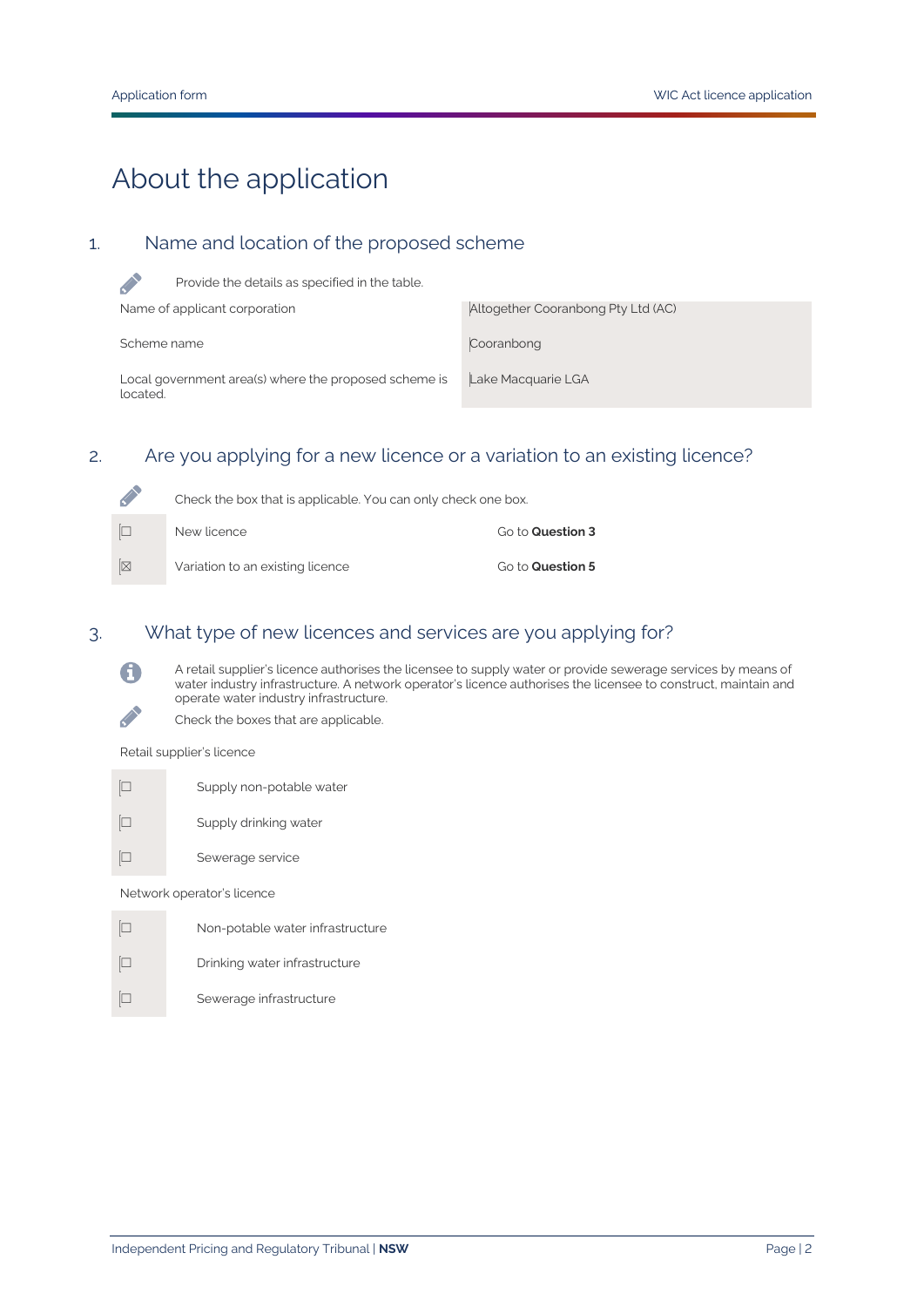# About the application

## 1. Name and location of the proposed scheme

Provide the details as specified in the table.

| | |
|---|---|
| Name of applicant corporation | Altogether Cooranbong Pty Ltd (AC) |
| Scheme name | Cooranbong |
| Local government area(s) where the proposed scheme is located. | Lake Macquarie LGA |

## 2. Are you applying for a new licence or a variation to an existing licence?

Check the box that is applicable. You can only check one box.

| | | |
|---|---|---|
| ☐ | New licence | Go to **Question 3** |
| ☒ | Variation to an existing licence | Go to **Question 5** |

## 3. What type of new licences and services are you applying for?

A retail supplier's licence authorises the licensee to supply water or provide sewerage services by means of water industry infrastructure. A network operator's licence authorises the licensee to construct, maintain and operate water industry infrastructure.

Check the boxes that are applicable.

Retail supplier's licence

- ☐ Supply non-potable water
- ☐ Supply drinking water
- ☐ Sewerage service

Network operator's licence

- ☐ Non-potable water infrastructure
- ☐ Drinking water infrastructure
- ☐ Sewerage infrastructure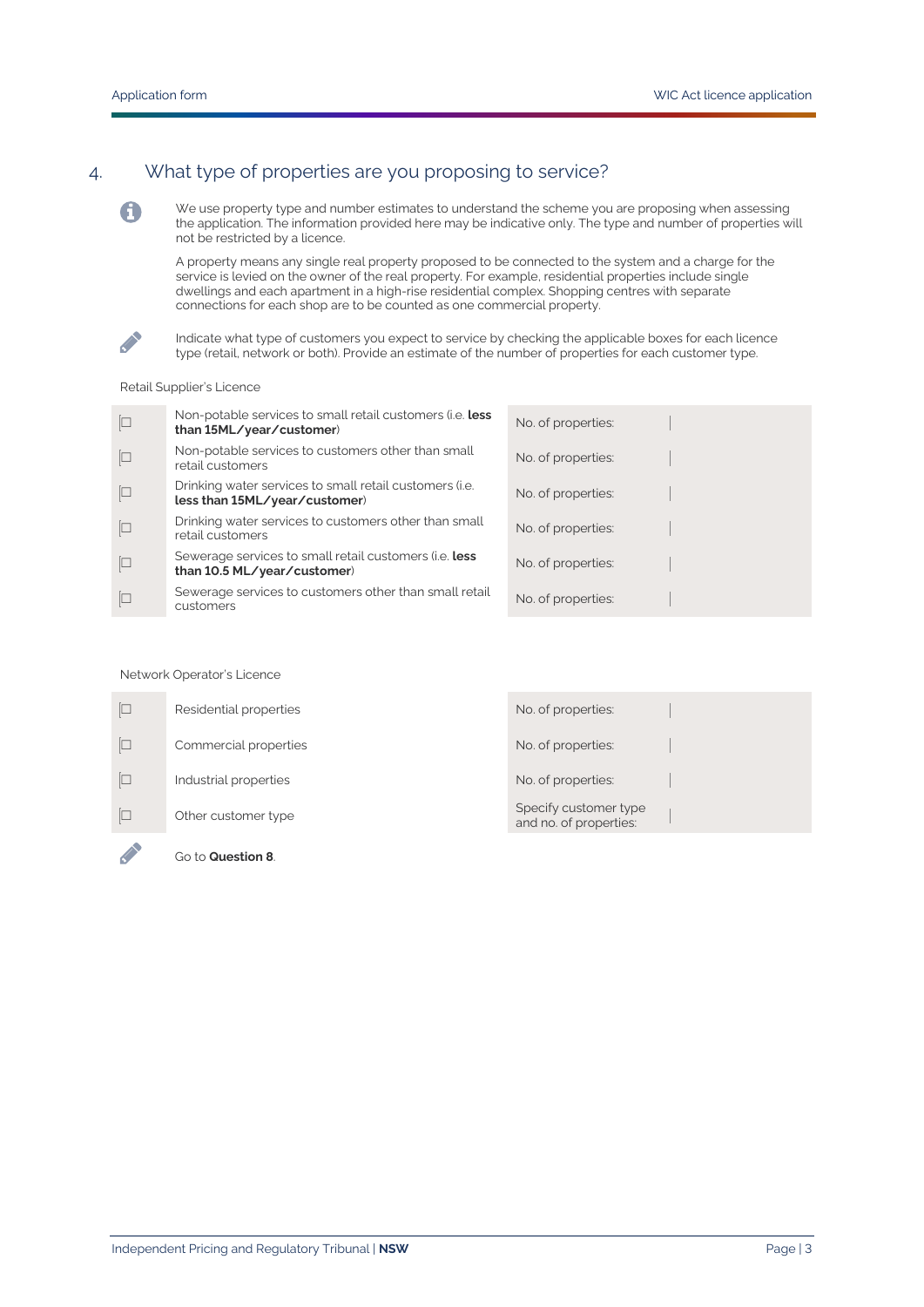## 4. What type of properties are you proposing to service?

We use property type and number estimates to understand the scheme you are proposing when assessing the application. The information provided here may be indicative only. The type and number of properties will not be restricted by a licence.

A property means any single real property proposed to be connected to the system and a charge for the service is levied on the owner of the real property. For example, residential properties include single dwellings and each apartment in a high-rise residential complex. Shopping centres with separate connections for each shop are to be counted as one commercial property.

Indicate what type of customers you expect to service by checking the applicable boxes for each licence type (retail, network or both). Provide an estimate of the number of properties for each customer type.

Retail Supplier's Licence

| | | | |
|---|---|---|---|
| ☐ | Non-potable services to small retail customers (i.e. **less than 15ML/year/customer**) | No. of properties: | |
| ☐ | Non-potable services to customers other than small retail customers | No. of properties: | |
| ☐ | Drinking water services to small retail customers (i.e. **less than 15ML/year/customer**) | No. of properties: | |
| ☐ | Drinking water services to customers other than small retail customers | No. of properties: | |
| ☐ | Sewerage services to small retail customers (i.e. **less than 10.5 ML/year/customer**) | No. of properties: | |
| ☐ | Sewerage services to customers other than small retail customers | No. of properties: | |

Network Operator's Licence

| | | | |
|---|---|---|---|
| ☐ | Residential properties | No. of properties: | |
| ☐ | Commercial properties | No. of properties: | |
| ☐ | Industrial properties | No. of properties: | |
| ☐ | Other customer type | Specify customer type and no. of properties: | |

Go to **Question 8**.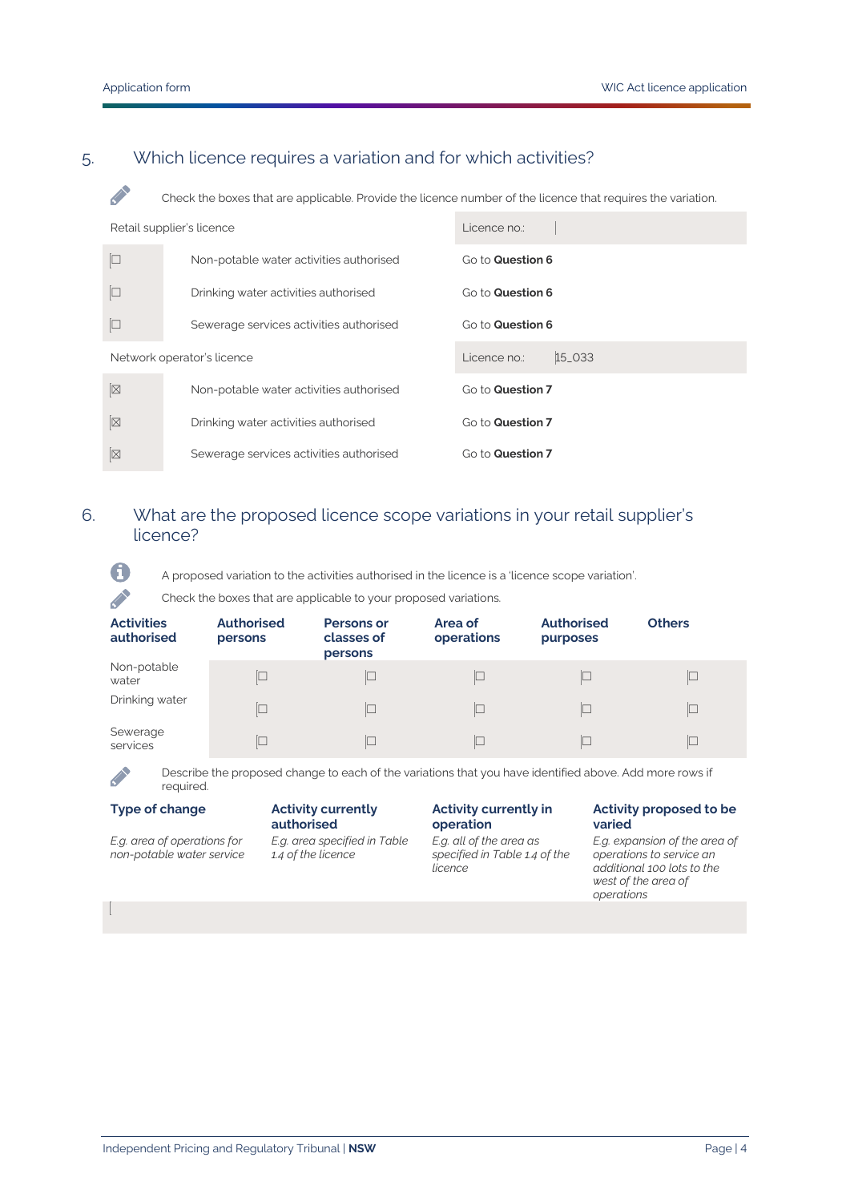## 5. Which licence requires a variation and for which activities?

Check the boxes that are applicable. Provide the licence number of the licence that requires the variation.

| Retail supplier's licence | | Licence no.: |
|---|---|---|
| ☐ | Non-potable water activities authorised | Go to **Question 6** |
| ☐ | Drinking water activities authorised | Go to **Question 6** |
| ☐ | Sewerage services activities authorised | Go to **Question 6** |
| **Network operator's licence** | | **Licence no.: 15_033** |
| ☒ | Non-potable water activities authorised | Go to **Question 7** |
| ☒ | Drinking water activities authorised | Go to **Question 7** |
| ☒ | Sewerage services activities authorised | Go to **Question 7** |

## 6. What are the proposed licence scope variations in your retail supplier's licence?

A proposed variation to the activities authorised in the licence is a 'licence scope variation'.

Check the boxes that are applicable to your proposed variations.

| Activities authorised | Authorised persons | Persons or classes of persons | Area of operations | Authorised purposes | Others |
|---|---|---|---|---|---|
| Non-potable water | ☐ | ☐ | ☐ | ☐ | ☐ |
| Drinking water | ☐ | ☐ | ☐ | ☐ | ☐ |
| Sewerage services | ☐ | ☐ | ☐ | ☐ | ☐ |

Describe the proposed change to each of the variations that you have identified above. Add more rows if required.

| Type of change | Activity currently authorised | Activity currently in operation | Activity proposed to be varied |
|---|---|---|---|
| *E.g. area of operations for non-potable water service* | *E.g. area specified in Table 1.4 of the licence* | *E.g. all of the area as specified in Table 1.4 of the licence* | *E.g. expansion of the area of operations to service an additional 100 lots to the west of the area of operations* |
| | | | |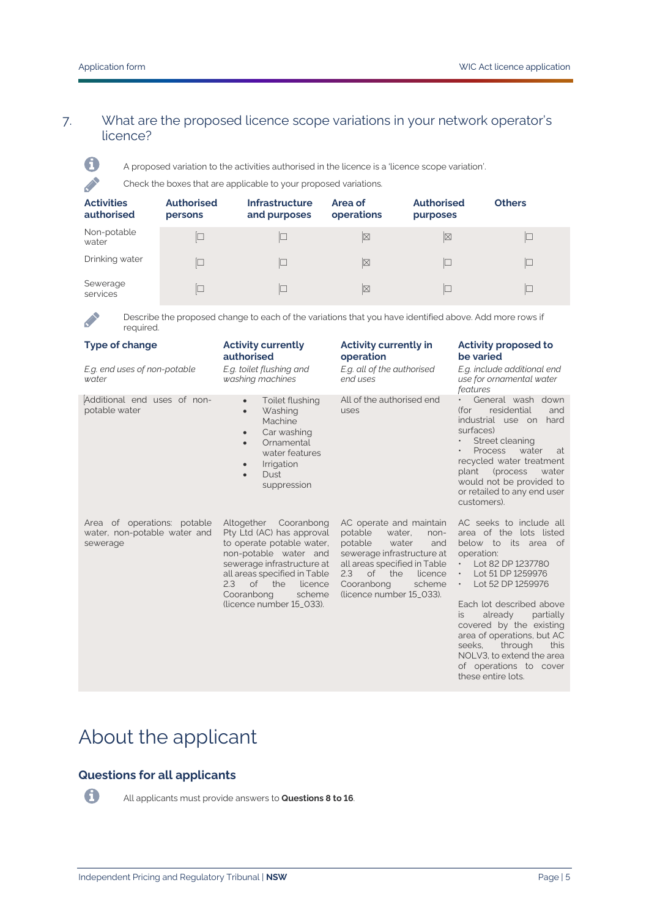## 7. What are the proposed licence scope variations in your network operator's licence?

A proposed variation to the activities authorised in the licence is a 'licence scope variation'.

Check the boxes that are applicable to your proposed variations.

| Activities authorised | Authorised persons | Infrastructure and purposes | Area of operations | Authorised purposes | Others |
|---|---|---|---|---|---|
| Non-potable water | ☐ | ☐ | ☒ | ☒ | ☐ |
| Drinking water | ☐ | ☐ | ☒ | ☐ | ☐ |
| Sewerage services | ☐ | ☐ | ☒ | ☐ | ☐ |

Describe the proposed change to each of the variations that you have identified above. Add more rows if required.

| Type of change | Activity currently authorised | Activity currently in operation | Activity proposed to be varied |
|---|---|---|---|
| *E.g. end uses of non-potable water* | *E.g. toilet flushing and washing machines* | *E.g. all of the authorised end uses* | *E.g. include additional end use for ornamental water features* |
| Additional end uses of non-potable water | • Toilet flushing<br>• Washing Machine<br>• Car washing<br>• Ornamental water features<br>• Irrigation<br>• Dust suppression | All of the authorised end uses | • General wash down (for residential and industrial use on hard surfaces)<br>• Street cleaning<br>• Process water at recycled water treatment plant (process water would not be provided to or retailed to any end user customers). |
| Area of operations: potable water, non-potable water and sewerage | Altogether Cooranbong Pty Ltd (AC) has approval to operate potable water, non-potable water and sewerage infrastructure at all areas specified in Table 2.3 of the licence Cooranbong scheme (licence number 15_033). | AC operate and maintain potable water, non-potable water and sewerage infrastructure at all areas specified in Table 2.3 of the licence Cooranbong scheme (licence number 15_033). | AC seeks to include all area of the lots listed below to its area of operation:<br>• Lot 82 DP 1237780<br>• Lot 51 DP 1259976<br>• Lot 52 DP 1259976<br><br>Each lot described above is already partially covered by the existing area of operations, but AC seeks, through this NOLV3, to extend the area of operations to cover these entire lots. |

# About the applicant

## Questions for all applicants

All applicants must provide answers to **Questions 8 to 16**.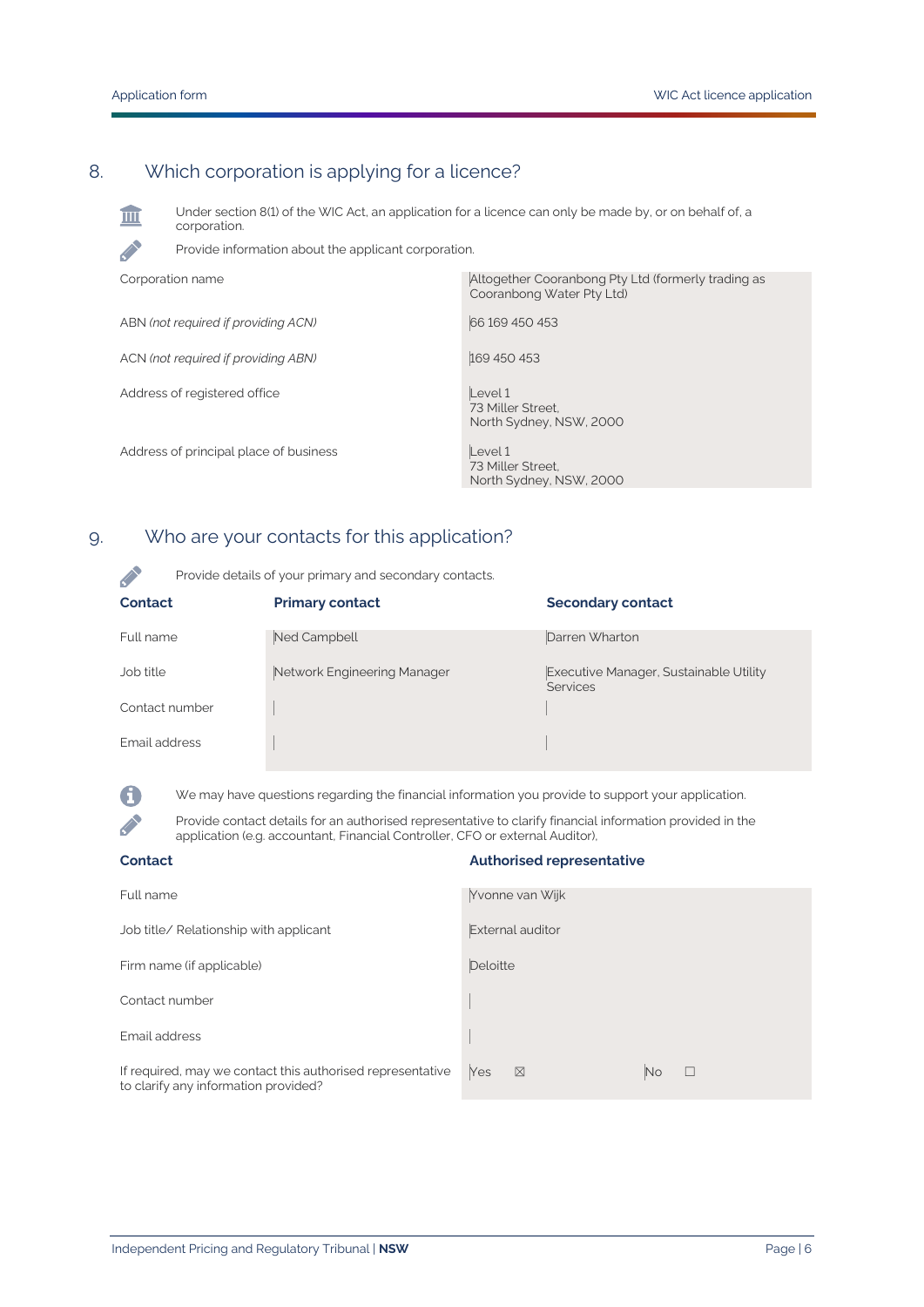## 8. Which corporation is applying for a licence?

Under section 8(1) of the WIC Act, an application for a licence can only be made by, or on behalf of, a corporation.

Provide information about the applicant corporation.

| | |
|---|---|
| Corporation name | Altogether Cooranbong Pty Ltd (formerly trading as Cooranbong Water Pty Ltd) |
| ABN *(not required if providing ACN)* | 66 169 450 453 |
| ACN *(not required if providing ABN)* | 169 450 453 |
| Address of registered office | Level 1<br>73 Miller Street,<br>North Sydney, NSW, 2000 |
| Address of principal place of business | Level 1<br>73 Miller Street,<br>North Sydney, NSW, 2000 |

## 9. Who are your contacts for this application?

Provide details of your primary and secondary contacts.

| Contact | Primary contact | Secondary contact |
|---|---|---|
| Full name | Ned Campbell | Darren Wharton |
| Job title | Network Engineering Manager | Executive Manager, Sustainable Utility Services |
| Contact number | | |
| Email address | | |

We may have questions regarding the financial information you provide to support your application.

Provide contact details for an authorised representative to clarify financial information provided in the application (e.g. accountant, Financial Controller, CFO or external Auditor),

| Contact | Authorised representative |
|---|---|
| Full name | Yvonne van Wijk |
| Job title/ Relationship with applicant | External auditor |
| Firm name (if applicable) | Deloitte |
| Contact number | |
| Email address | |
| If required, may we contact this authorised representative to clarify any information provided? | Yes ☒ No ☐ |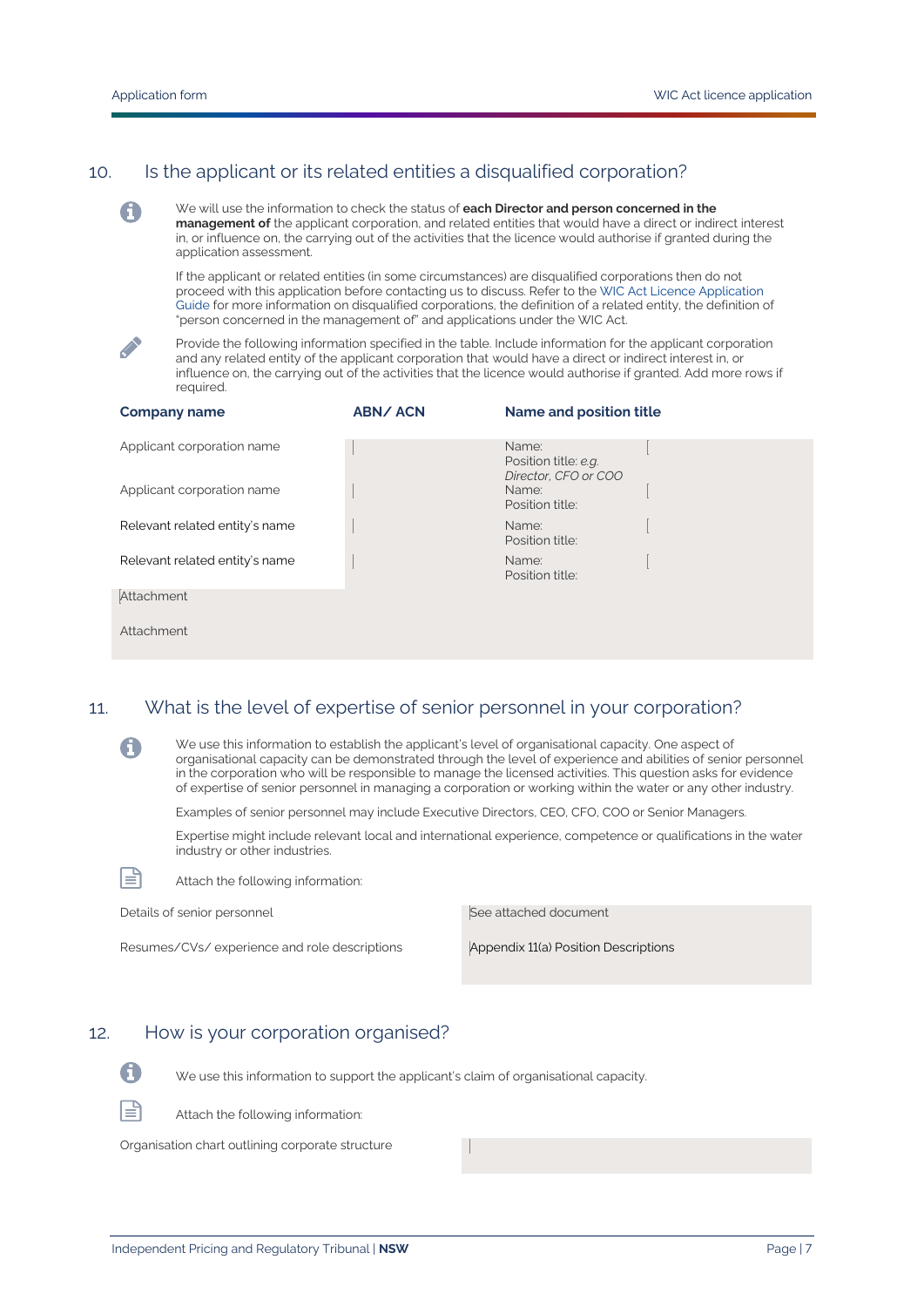## 10. Is the applicant or its related entities a disqualified corporation?

We will use the information to check the status of **each Director and person concerned in the management of** the applicant corporation, and related entities that would have a direct or indirect interest in, or influence on, the carrying out of the activities that the licence would authorise if granted during the application assessment.

If the applicant or related entities (in some circumstances) are disqualified corporations then do not proceed with this application before contacting us to discuss. Refer to the WIC Act Licence Application Guide for more information on disqualified corporations, the definition of a related entity, the definition of "person concerned in the management of" and applications under the WIC Act.

Provide the following information specified in the table. Include information for the applicant corporation and any related entity of the applicant corporation that would have a direct or indirect interest in, or influence on, the carrying out of the activities that the licence would authorise if granted. Add more rows if required.

| Company name | ABN/ ACN | Name and position title | |
|---|---|---|---|
| Applicant corporation name | | Name:<br>Position title: *e.g. Director, CFO or COO* | |
| Applicant corporation name | | Name:<br>Position title: | |
| Relevant related entity's name | | Name:<br>Position title: | |
| Relevant related entity's name | | Name:<br>Position title: | |
| Attachment | | | |
| Attachment | | | |

## 11. What is the level of expertise of senior personnel in your corporation?

We use this information to establish the applicant's level of organisational capacity. One aspect of organisational capacity can be demonstrated through the level of experience and abilities of senior personnel in the corporation who will be responsible to manage the licensed activities. This question asks for evidence of expertise of senior personnel in managing a corporation or working within the water or any other industry.

Examples of senior personnel may include Executive Directors, CEO, CFO, COO or Senior Managers.

Expertise might include relevant local and international experience, competence or qualifications in the water industry or other industries.

Attach the following information:

| | |
|---|---|
| Details of senior personnel | See attached document |
| Resumes/CVs/ experience and role descriptions | Appendix 11(a) Position Descriptions |

## 12. How is your corporation organised?

We use this information to support the applicant's claim of organisational capacity.

Attach the following information:

| | |
|---|---|
| Organisation chart outlining corporate structure | |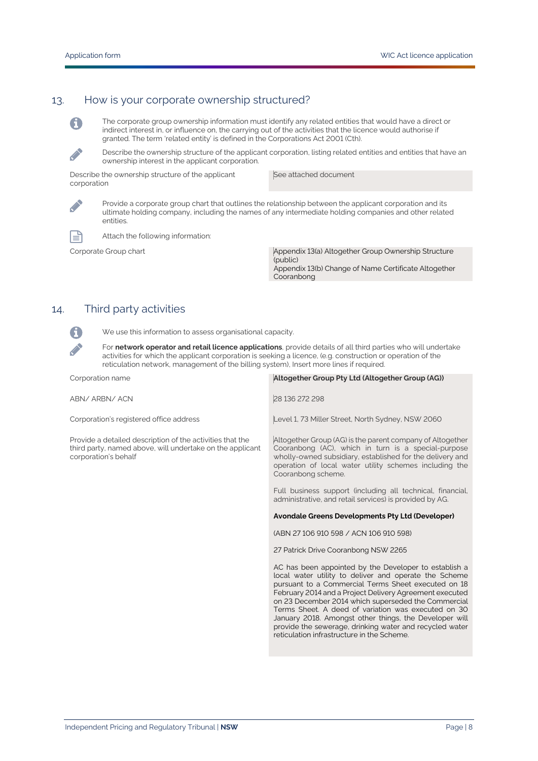## 13. How is your corporate ownership structured?

The corporate group ownership information must identify any related entities that would have a direct or indirect interest in, or influence on, the carrying out of the activities that the licence would authorise if granted. The term 'related entity' is defined in the Corporations Act 2001 (Cth).

Describe the ownership structure of the applicant corporation, listing related entities and entities that have an ownership interest in the applicant corporation.

| | |
|---|---|
| Describe the ownership structure of the applicant corporation | See attached document |

Provide a corporate group chart that outlines the relationship between the applicant corporation and its ultimate holding company, including the names of any intermediate holding companies and other related entities.

Attach the following information:

| | |
|---|---|
| Corporate Group chart | Appendix 13(a) Altogether Group Ownership Structure (public)<br>Appendix 13(b) Change of Name Certificate Altogether Cooranbong |

## 14. Third party activities

We use this information to assess organisational capacity.

For **network operator and retail licence applications**, provide details of all third parties who will undertake activities for which the applicant corporation is seeking a licence, (e.g. construction or operation of the reticulation network, management of the billing system), Insert more lines if required.

| | |
|---|---|
| Corporation name | **Altogether Group Pty Ltd (Altogether Group (AG))** |
| ABN/ ARBN/ ACN | 28 136 272 298 |
| Corporation's registered office address | Level 1, 73 Miller Street, North Sydney, NSW 2060 |
| Provide a detailed description of the activities that the third party, named above, will undertake on the applicant corporation's behalf | Altogether Group (AG) is the parent company of Altogether Cooranbong (AC), which in turn is a special-purpose wholly-owned subsidiary, established for the delivery and operation of local water utility schemes including the Cooranbong scheme.<br><br>Full business support (including all technical, financial, administrative, and retail services) is provided by AG.<br><br>**Avondale Greens Developments Pty Ltd (Developer)**<br><br>(ABN 27 106 910 598 / ACN 106 910 598)<br><br>27 Patrick Drive Cooranbong NSW 2265<br><br>AC has been appointed by the Developer to establish a local water utility to deliver and operate the Scheme pursuant to a Commercial Terms Sheet executed on 18 February 2014 and a Project Delivery Agreement executed on 23 December 2014 which superseded the Commercial Terms Sheet. A deed of variation was executed on 30 January 2018. Amongst other things, the Developer will provide the sewerage, drinking water and recycled water reticulation infrastructure in the Scheme. |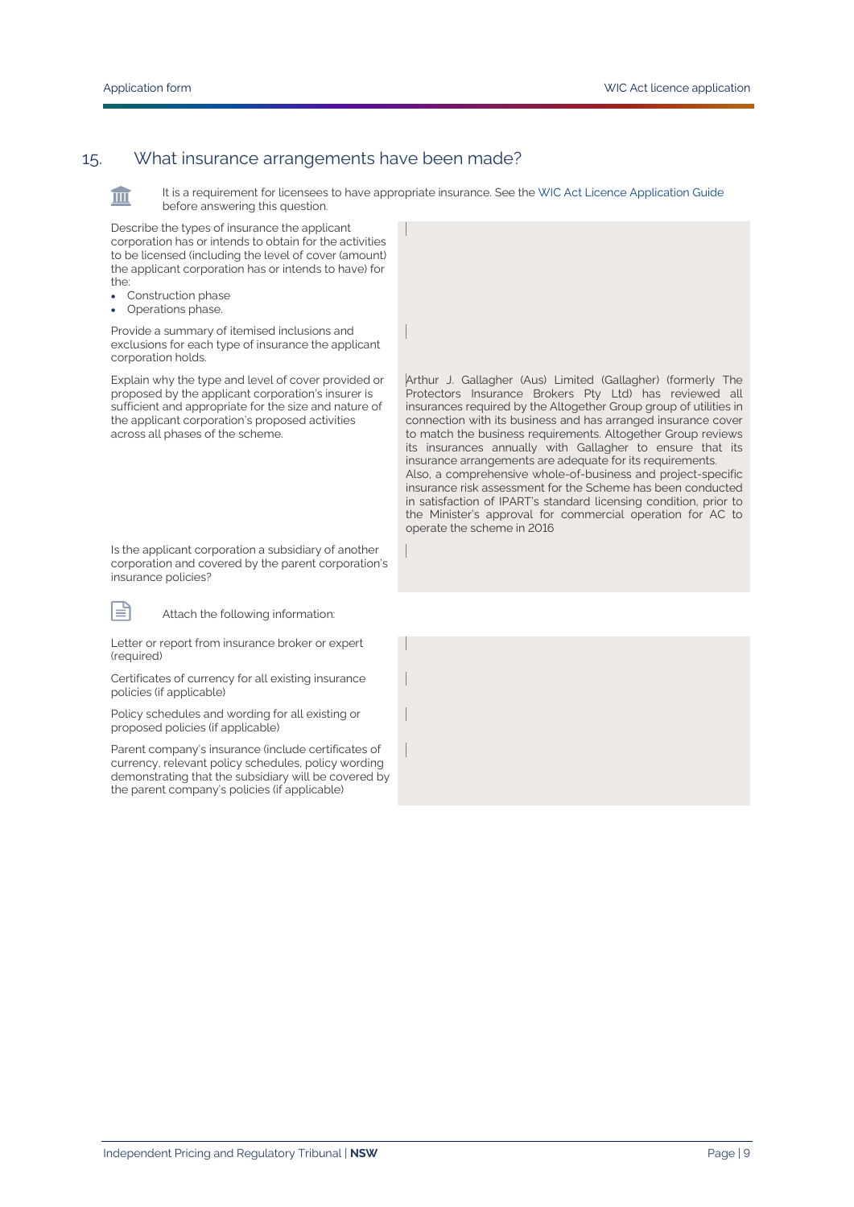## 15. What insurance arrangements have been made?

It is a requirement for licensees to have appropriate insurance. See the WIC Act Licence Application Guide before answering this question.

| | |
|---|---|
| Describe the types of insurance the applicant corporation has or intends to obtain for the activities to be licensed (including the level of cover (amount) the applicant corporation has or intends to have) for the:<br>• Construction phase<br>• Operations phase. | |
| Provide a summary of itemised inclusions and exclusions for each type of insurance the applicant corporation holds. | |
| Explain why the type and level of cover provided or proposed by the applicant corporation's insurer is sufficient and appropriate for the size and nature of the applicant corporation's proposed activities across all phases of the scheme. | Arthur J. Gallagher (Aus) Limited (Gallagher) (formerly The Protectors Insurance Brokers Pty Ltd) has reviewed all insurances required by the Altogether Group group of utilities in connection with its business and has arranged insurance cover to match the business requirements. Altogether Group reviews its insurances annually with Gallagher to ensure that its insurance arrangements are adequate for its requirements.<br>Also, a comprehensive whole-of-business and project-specific insurance risk assessment for the Scheme has been conducted in satisfaction of IPART's standard licensing condition, prior to the Minister's approval for commercial operation for AC to operate the scheme in 2016 |
| Is the applicant corporation a subsidiary of another corporation and covered by the parent corporation's insurance policies? | |

Attach the following information:

| | |
|---|---|
| Letter or report from insurance broker or expert (required) | |
| Certificates of currency for all existing insurance policies (if applicable) | |
| Policy schedules and wording for all existing or proposed policies (if applicable) | |
| Parent company's insurance (include certificates of currency, relevant policy schedules, policy wording demonstrating that the subsidiary will be covered by the parent company's policies (if applicable) | |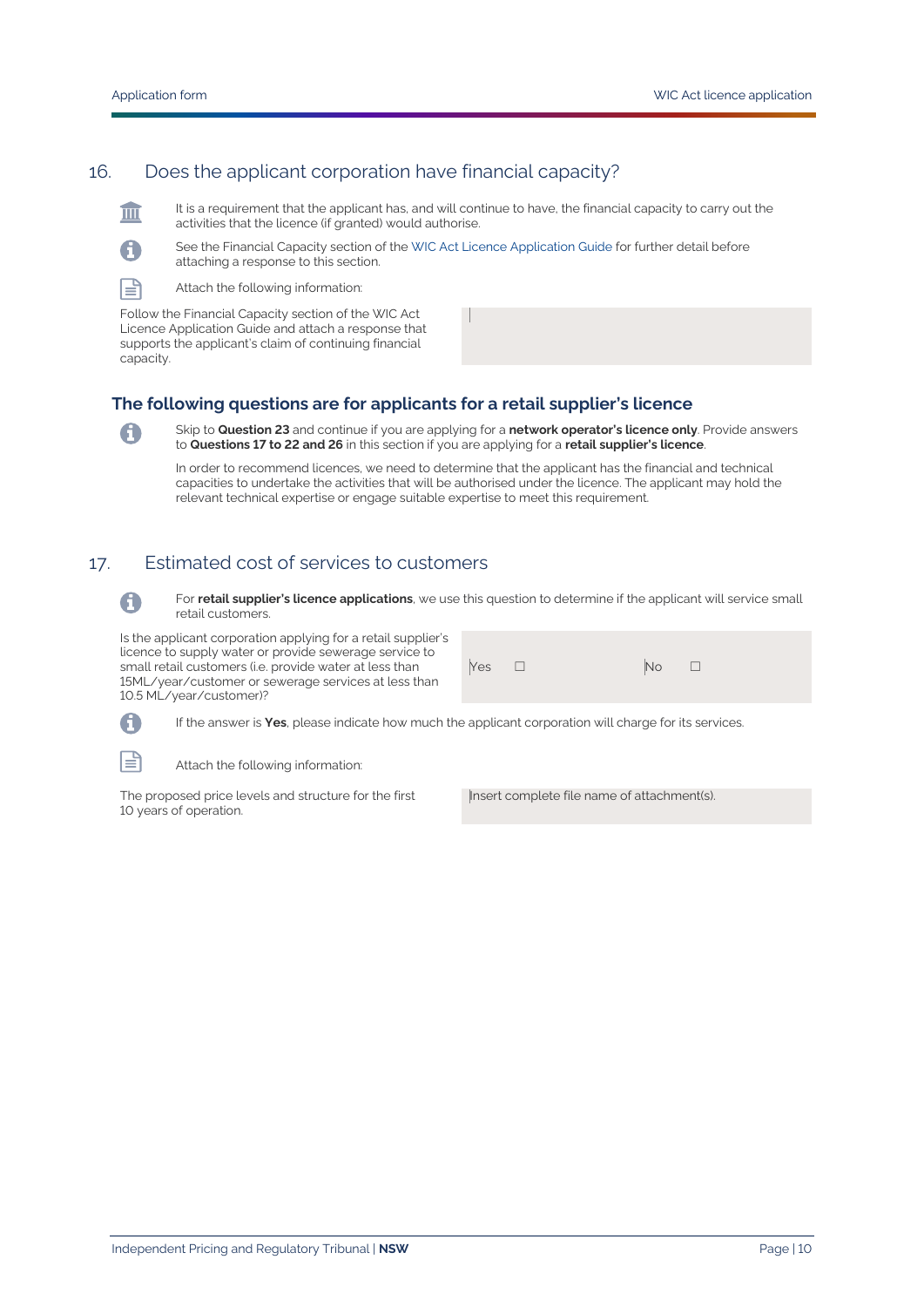## 16. Does the applicant corporation have financial capacity?

It is a requirement that the applicant has, and will continue to have, the financial capacity to carry out the activities that the licence (if granted) would authorise.

See the Financial Capacity section of the WIC Act Licence Application Guide for further detail before attaching a response to this section.

Attach the following information:

| | |
|---|---|
| Follow the Financial Capacity section of the WIC Act Licence Application Guide and attach a response that supports the applicant's claim of continuing financial capacity. | |

### The following questions are for applicants for a retail supplier's licence

Skip to **Question 23** and continue if you are applying for a **network operator's licence only**. Provide answers to **Questions 17 to 22 and 26** in this section if you are applying for a **retail supplier's licence**.

In order to recommend licences, we need to determine that the applicant has the financial and technical capacities to undertake the activities that will be authorised under the licence. The applicant may hold the relevant technical expertise or engage suitable expertise to meet this requirement.

## 17. Estimated cost of services to customers

For **retail supplier's licence applications**, we use this question to determine if the applicant will service small retail customers.

| | | |
|---|---|---|
| Is the applicant corporation applying for a retail supplier's licence to supply water or provide sewerage service to small retail customers (i.e. provide water at less than 15ML/year/customer or sewerage services at less than 10.5 ML/year/customer)? | Yes ☐ | No ☐ |

If the answer is **Yes**, please indicate how much the applicant corporation will charge for its services.

Attach the following information:

| | |
|---|---|
| The proposed price levels and structure for the first 10 years of operation. | Insert complete file name of attachment(s). |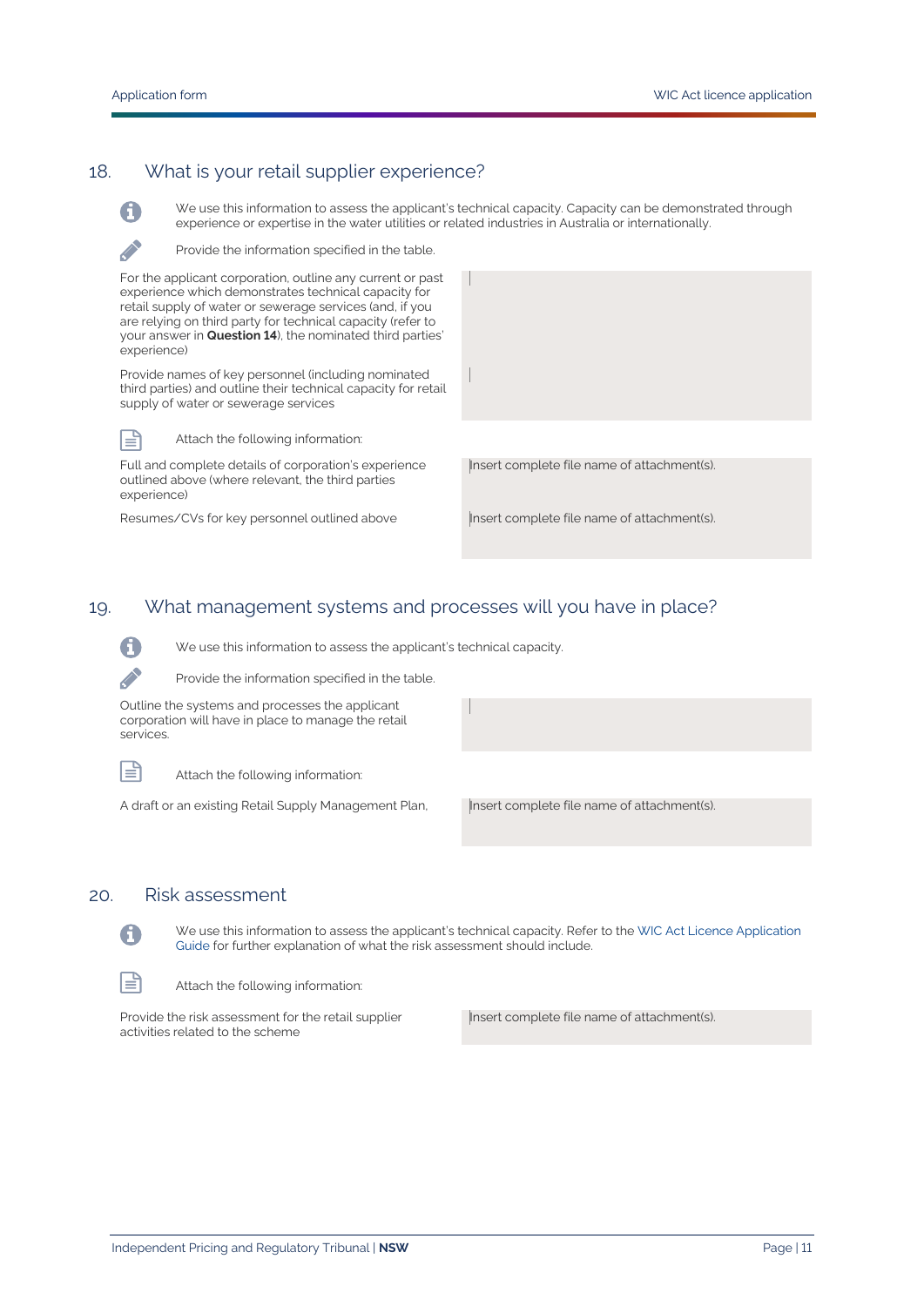## 18. What is your retail supplier experience?

We use this information to assess the applicant's technical capacity. Capacity can be demonstrated through experience or expertise in the water utilities or related industries in Australia or internationally.

Provide the information specified in the table.

| | |
|---|---|
| For the applicant corporation, outline any current or past experience which demonstrates technical capacity for retail supply of water or sewerage services (and, if you are relying on third party for technical capacity (refer to your answer in **Question 14**), the nominated third parties' experience) | |
| Provide names of key personnel (including nominated third parties) and outline their technical capacity for retail supply of water or sewerage services | |

Attach the following information:

| | |
|---|---|
| Full and complete details of corporation's experience outlined above (where relevant, the third parties experience) | Insert complete file name of attachment(s). |
| Resumes/CVs for key personnel outlined above | Insert complete file name of attachment(s). |

## 19. What management systems and processes will you have in place?

We use this information to assess the applicant's technical capacity.

Provide the information specified in the table.

| | |
|---|---|
| Outline the systems and processes the applicant corporation will have in place to manage the retail services. | |

Attach the following information:

| | |
|---|---|
| A draft or an existing Retail Supply Management Plan, | Insert complete file name of attachment(s). |

## 20. Risk assessment

We use this information to assess the applicant's technical capacity. Refer to the WIC Act Licence Application Guide for further explanation of what the risk assessment should include.

Attach the following information:

| | |
|---|---|
| Provide the risk assessment for the retail supplier activities related to the scheme | Insert complete file name of attachment(s). |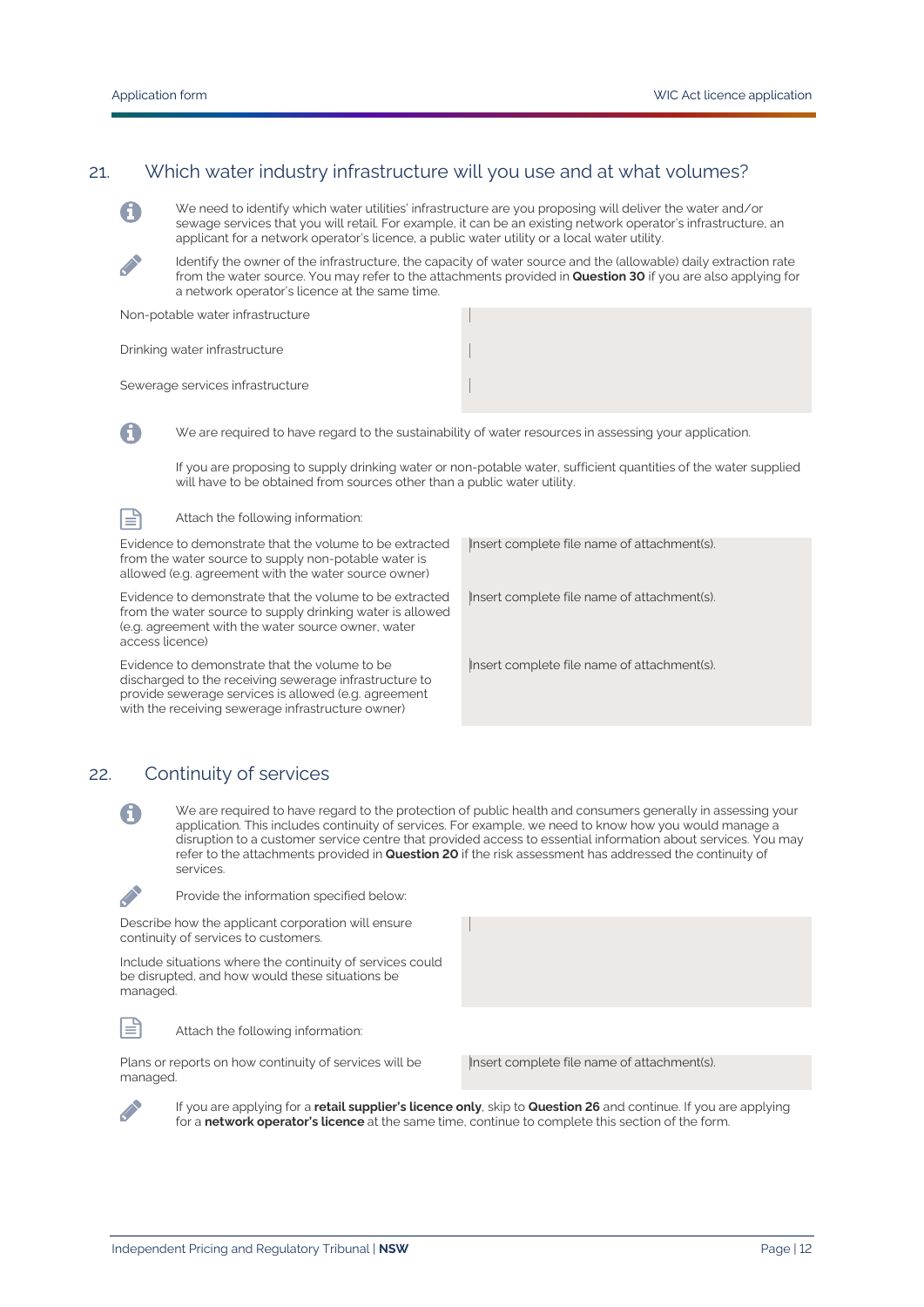## 21. Which water industry infrastructure will you use and at what volumes?

We need to identify which water utilities' infrastructure are you proposing will deliver the water and/or sewage services that you will retail. For example, it can be an existing network operator's infrastructure, an applicant for a network operator's licence, a public water utility or a local water utility.

Identify the owner of the infrastructure, the capacity of water source and the (allowable) daily extraction rate from the water source. You may refer to the attachments provided in **Question 30** if you are also applying for a network operator's licence at the same time.

| | |
|---|---|
| Non-potable water infrastructure | |
| Drinking water infrastructure | |
| Sewerage services infrastructure | |

We are required to have regard to the sustainability of water resources in assessing your application.

If you are proposing to supply drinking water or non-potable water, sufficient quantities of the water supplied will have to be obtained from sources other than a public water utility.

Attach the following information:

| | |
|---|---|
| Evidence to demonstrate that the volume to be extracted from the water source to supply non-potable water is allowed (e.g. agreement with the water source owner) | Insert complete file name of attachment(s). |
| Evidence to demonstrate that the volume to be extracted from the water source to supply drinking water is allowed (e.g. agreement with the water source owner, water access licence) | Insert complete file name of attachment(s). |
| Evidence to demonstrate that the volume to be discharged to the receiving sewerage infrastructure to provide sewerage services is allowed (e.g. agreement with the receiving sewerage infrastructure owner) | Insert complete file name of attachment(s). |

## 22. Continuity of services

We are required to have regard to the protection of public health and consumers generally in assessing your application. This includes continuity of services. For example, we need to know how you would manage a disruption to a customer service centre that provided access to essential information about services. You may refer to the attachments provided in **Question 20** if the risk assessment has addressed the continuity of services.

Provide the information specified below:

| | |
|---|---|
| Describe how the applicant corporation will ensure continuity of services to customers.<br><br>Include situations where the continuity of services could be disrupted, and how would these situations be managed. | |

Attach the following information:

| | |
|---|---|
| Plans or reports on how continuity of services will be managed. | Insert complete file name of attachment(s). |

If you are applying for a **retail supplier's licence only**, skip to **Question 26** and continue. If you are applying for a **network operator's licence** at the same time, continue to complete this section of the form.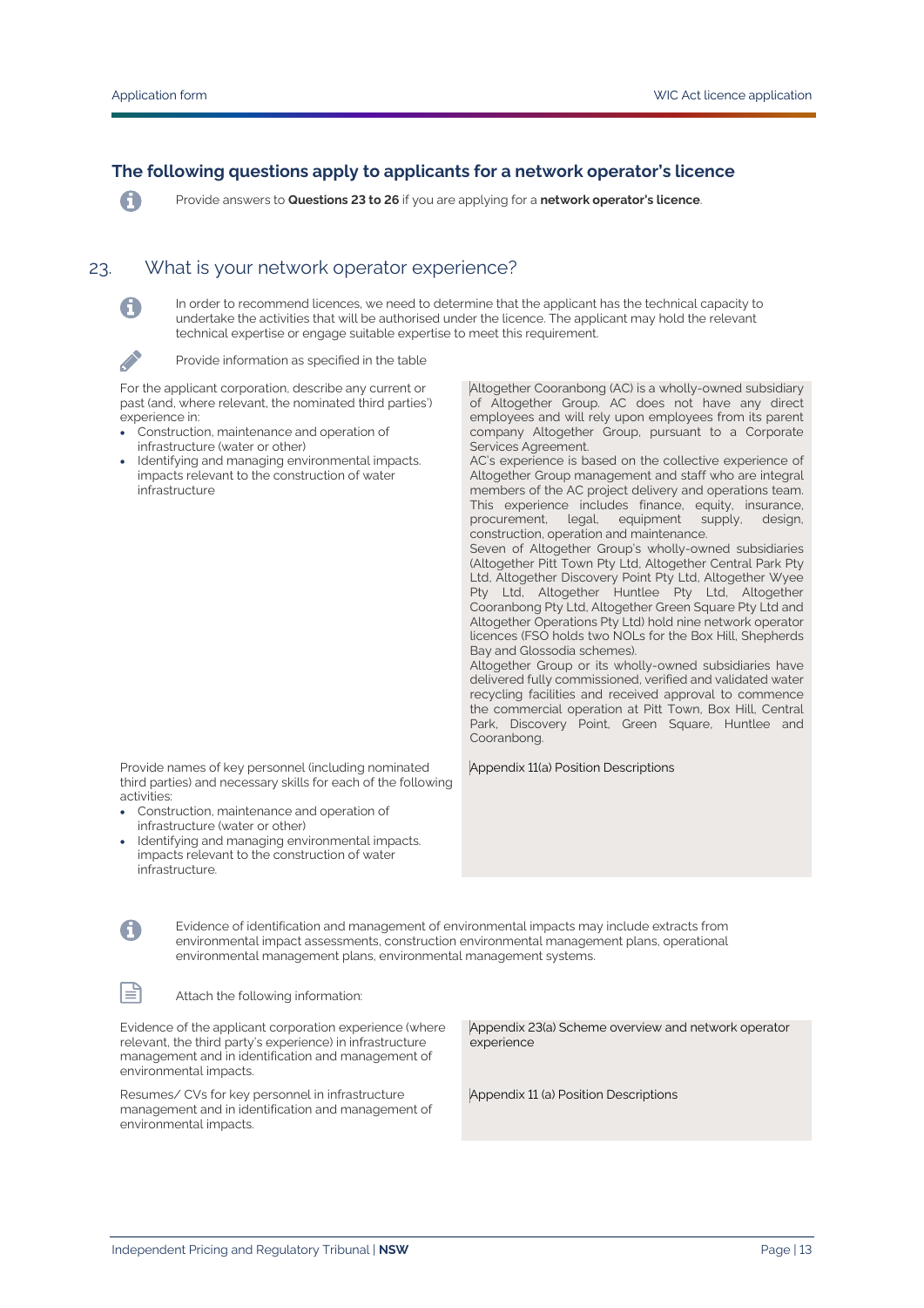## The following questions apply to applicants for a network operator's licence

Provide answers to **Questions 23 to 26** if you are applying for a **network operator's licence**.

## 23. What is your network operator experience?

In order to recommend licences, we need to determine that the applicant has the technical capacity to undertake the activities that will be authorised under the licence. The applicant may hold the relevant technical expertise or engage suitable expertise to meet this requirement.

Provide information as specified in the table

| | |
|---|---|
| For the applicant corporation, describe any current or past (and, where relevant, the nominated third parties') experience in:<br>• Construction, maintenance and operation of infrastructure (water or other)<br>• Identifying and managing environmental impacts. impacts relevant to the construction of water infrastructure | Altogether Cooranbong (AC) is a wholly-owned subsidiary of Altogether Group. AC does not have any direct employees and will rely upon employees from its parent company Altogether Group, pursuant to a Corporate Services Agreement.<br>AC's experience is based on the collective experience of Altogether Group management and staff who are integral members of the AC project delivery and operations team. This experience includes finance, equity, insurance, procurement, legal, equipment supply, design, construction, operation and maintenance.<br>Seven of Altogether Group's wholly-owned subsidiaries (Altogether Pitt Town Pty Ltd, Altogether Central Park Pty Ltd, Altogether Discovery Point Pty Ltd, Altogether Wyee Pty Ltd, Altogether Huntlee Pty Ltd, Altogether Cooranbong Pty Ltd, Altogether Green Square Pty Ltd and Altogether Operations Pty Ltd) hold nine network operator licences (FSO holds two NOLs for the Box Hill, Shepherds Bay and Glossodia schemes).<br>Altogether Group or its wholly-owned subsidiaries have delivered fully commissioned, verified and validated water recycling facilities and received approval to commence the commercial operation at Pitt Town, Box Hill, Central Park, Discovery Point, Green Square, Huntlee and Cooranbong. |
| Provide names of key personnel (including nominated third parties) and necessary skills for each of the following activities:<br>• Construction, maintenance and operation of infrastructure (water or other)<br>• Identifying and managing environmental impacts. impacts relevant to the construction of water infrastructure. | Appendix 11(a) Position Descriptions |

Evidence of identification and management of environmental impacts may include extracts from environmental impact assessments, construction environmental management plans, operational environmental management plans, environmental management systems.

Attach the following information:

| | |
|---|---|
| Evidence of the applicant corporation experience (where relevant, the third party's experience) in infrastructure management and in identification and management of environmental impacts. | Appendix 23(a) Scheme overview and network operator experience |
| Resumes/ CVs for key personnel in infrastructure management and in identification and management of environmental impacts. | Appendix 11 (a) Position Descriptions |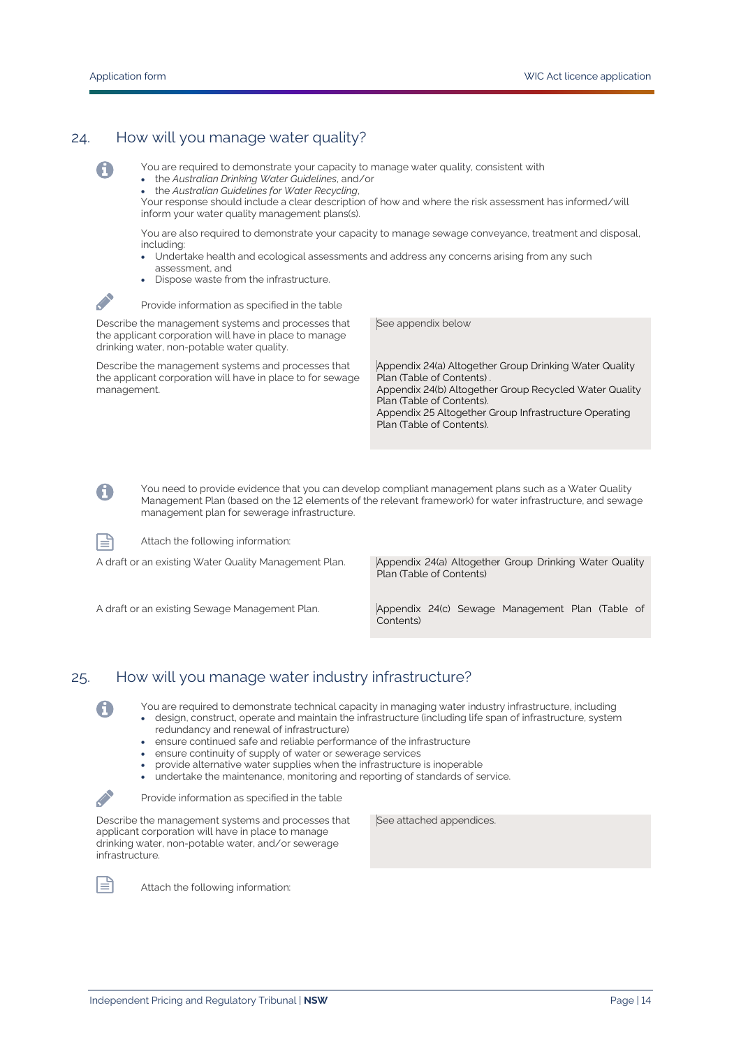## 24. How will you manage water quality?

You are required to demonstrate your capacity to manage water quality, consistent with

- the *Australian Drinking Water Guidelines*, and/or
- the *Australian Guidelines for Water Recycling*.

Your response should include a clear description of how and where the risk assessment has informed/will inform your water quality management plans(s).

You are also required to demonstrate your capacity to manage sewage conveyance, treatment and disposal, including:

- Undertake health and ecological assessments and address any concerns arising from any such assessment, and
- Dispose waste from the infrastructure.

Provide information as specified in the table

| | |
|---|---|
| Describe the management systems and processes that the applicant corporation will have in place to manage drinking water, non-potable water quality. | See appendix below |
| Describe the management systems and processes that the applicant corporation will have in place to for sewage management. | Appendix 24(a) Altogether Group Drinking Water Quality Plan (Table of Contents) .<br>Appendix 24(b) Altogether Group Recycled Water Quality Plan (Table of Contents).<br>Appendix 25 Altogether Group Infrastructure Operating Plan (Table of Contents). |

You need to provide evidence that you can develop compliant management plans such as a Water Quality Management Plan (based on the 12 elements of the relevant framework) for water infrastructure, and sewage management plan for sewerage infrastructure.

Attach the following information:

| | |
|---|---|
| A draft or an existing Water Quality Management Plan. | Appendix 24(a) Altogether Group Drinking Water Quality Plan (Table of Contents) |
| A draft or an existing Sewage Management Plan. | Appendix 24(c) Sewage Management Plan (Table of Contents) |

## 25. How will you manage water industry infrastructure?

You are required to demonstrate technical capacity in managing water industry infrastructure, including

- design, construct, operate and maintain the infrastructure (including life span of infrastructure, system redundancy and renewal of infrastructure)
- ensure continued safe and reliable performance of the infrastructure
- ensure continuity of supply of water or sewerage services
- provide alternative water supplies when the infrastructure is inoperable
- undertake the maintenance, monitoring and reporting of standards of service.

Provide information as specified in the table

| | |
|---|---|
| Describe the management systems and processes that applicant corporation will have in place to manage drinking water, non-potable water, and/or sewerage infrastructure. | See attached appendices. |

Attach the following information: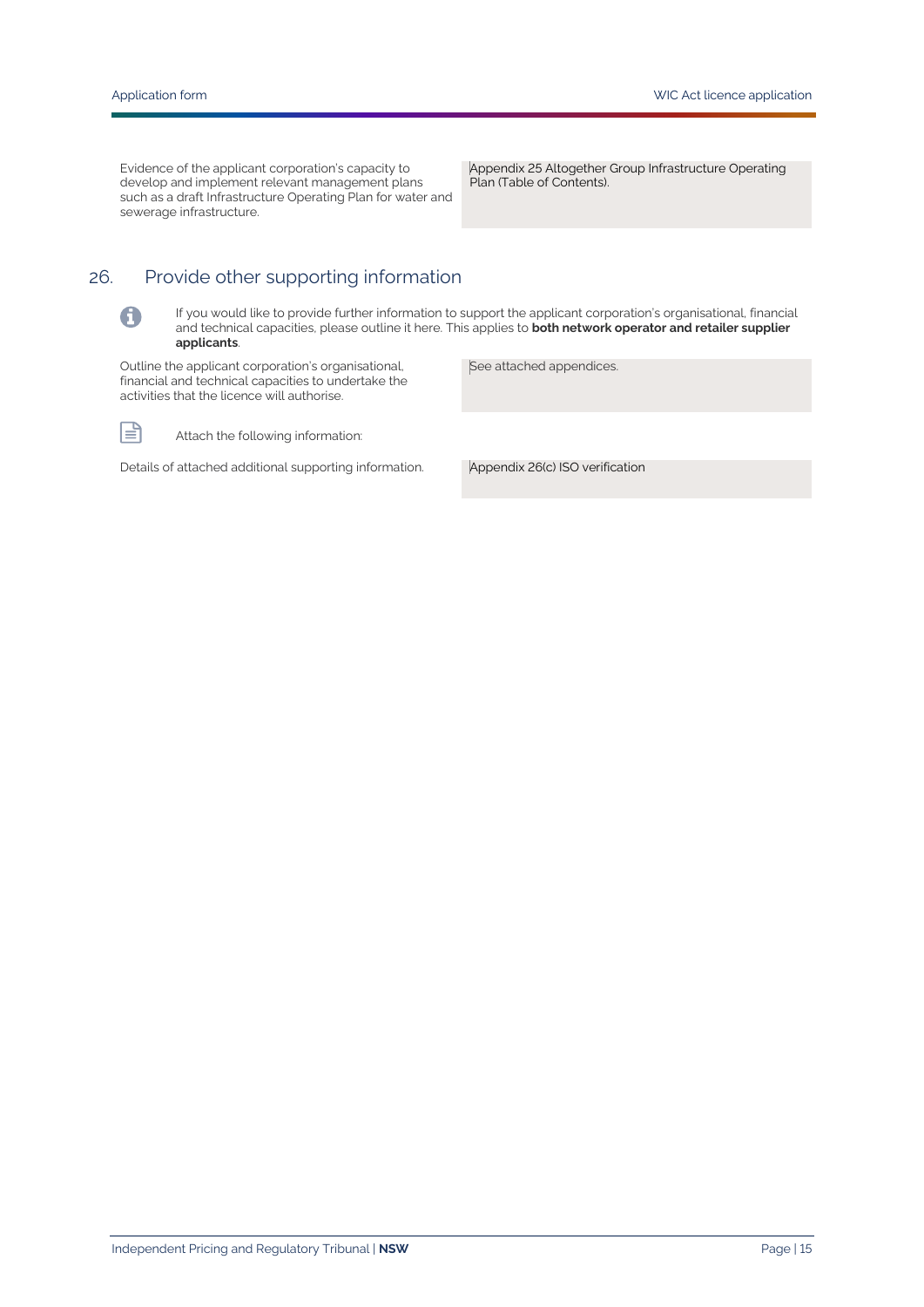| | |
|---|---|
| Evidence of the applicant corporation's capacity to develop and implement relevant management plans such as a draft Infrastructure Operating Plan for water and sewerage infrastructure. | Appendix 25 Altogether Group Infrastructure Operating Plan (Table of Contents). |

## 26. Provide other supporting information

If you would like to provide further information to support the applicant corporation's organisational, financial and technical capacities, please outline it here. This applies to **both network operator and retailer supplier applicants**.

| | |
|---|---|
| Outline the applicant corporation's organisational, financial and technical capacities to undertake the activities that the licence will authorise. | See attached appendices. |

Attach the following information:

| | |
|---|---|
| Details of attached additional supporting information. | Appendix 26(c) ISO verification |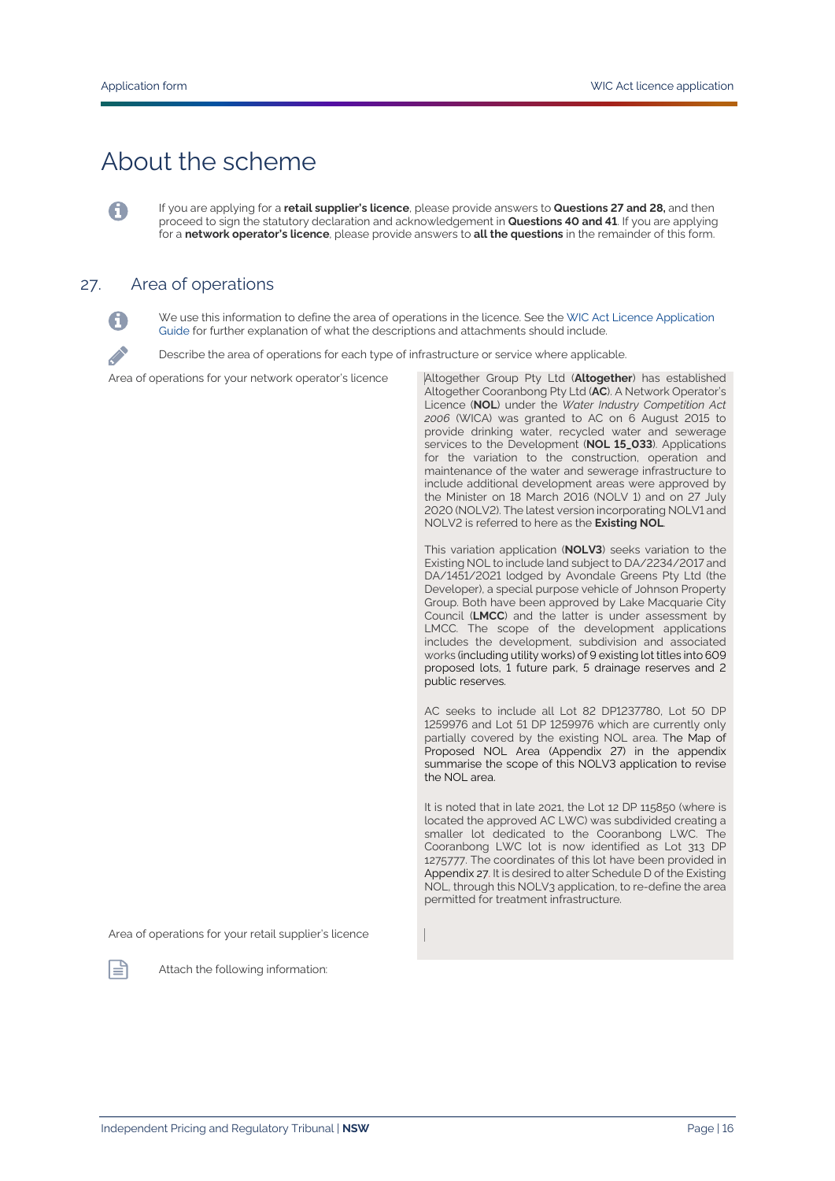# About the scheme

If you are applying for a **retail supplier's licence**, please provide answers to **Questions 27 and 28,** and then proceed to sign the statutory declaration and acknowledgement in **Questions 40 and 41**. If you are applying for a **network operator's licence**, please provide answers to **all the questions** in the remainder of this form.

## 27. Area of operations

We use this information to define the area of operations in the licence. See the WIC Act Licence Application Guide for further explanation of what the descriptions and attachments should include.

Describe the area of operations for each type of infrastructure or service where applicable.

| | |
|---|---|
| Area of operations for your network operator's licence | Altogether Group Pty Ltd (**Altogether**) has established Altogether Cooranbong Pty Ltd (**AC**). A Network Operator's Licence (**NOL**) under the *Water Industry Competition Act 2006* (WICA) was granted to AC on 6 August 2015 to provide drinking water, recycled water and sewerage services to the Development (**NOL 15_033**). Applications for the variation to the construction, operation and maintenance of the water and sewerage infrastructure to include additional development areas were approved by the Minister on 18 March 2016 (NOLV 1) and on 27 July 2020 (NOLV2). The latest version incorporating NOLV1 and NOLV2 is referred to here as the **Existing NOL**.<br><br>This variation application (**NOLV3**) seeks variation to the Existing NOL to include land subject to DA/2234/2017 and DA/1451/2021 lodged by Avondale Greens Pty Ltd (the Developer), a special purpose vehicle of Johnson Property Group. Both have been approved by Lake Macquarie City Council (**LMCC**) and the latter is under assessment by LMCC. The scope of the development applications includes the development, subdivision and associated works (including utility works) of 9 existing lot titles into 609 proposed lots, 1 future park, 5 drainage reserves and 2 public reserves.<br><br>AC seeks to include all Lot 82 DP1237780, Lot 50 DP 1259976 and Lot 51 DP 1259976 which are currently only partially covered by the existing NOL area. The Map of Proposed NOL Area (Appendix 27) in the appendix summarise the scope of this NOLV3 application to revise the NOL area.<br><br>It is noted that in late 2021, the Lot 12 DP 115850 (where is located the approved AC LWC) was subdivided creating a smaller lot dedicated to the Cooranbong LWC. The Cooranbong LWC lot is now identified as Lot 313 DP 1275777. The coordinates of this lot have been provided in Appendix 27. It is desired to alter Schedule D of the Existing NOL, through this NOLV3 application, to re-define the area permitted for treatment infrastructure. |
| Area of operations for your retail supplier's licence | |

Attach the following information: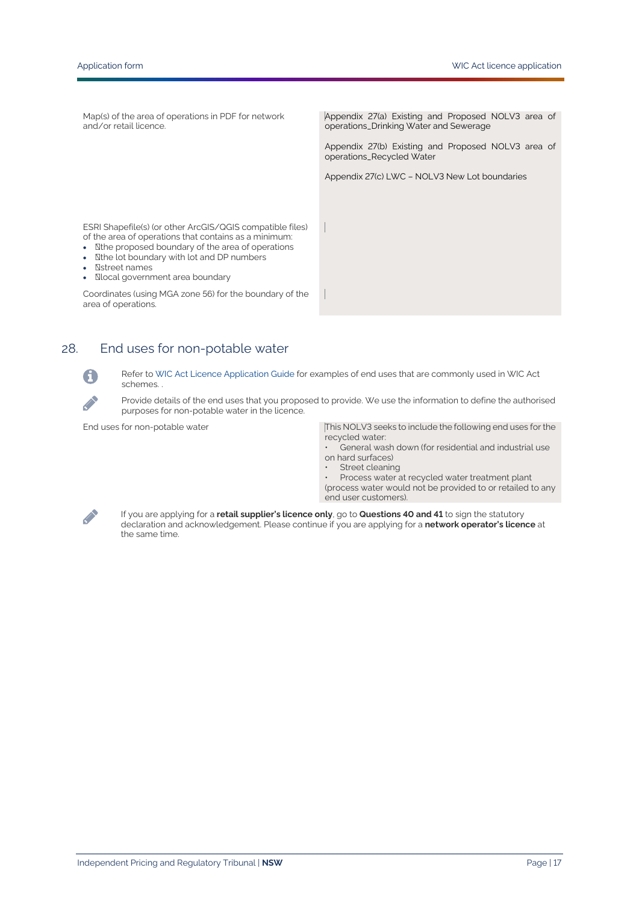| | |
|---|---|
| Map(s) of the area of operations in PDF for network and/or retail licence. | Appendix 27(a) Existing and Proposed NOLV3 area of operations_Drinking Water and Sewerage<br><br>Appendix 27(b) Existing and Proposed NOLV3 area of operations_Recycled Water<br><br>Appendix 27(c) LWC – NOLV3 New Lot boundaries |
| ESRI Shapefile(s) (or other ArcGIS/QGIS compatible files) of the area of operations that contains as a minimum:<br>• the proposed boundary of the area of operations<br>• the lot boundary with lot and DP numbers<br>• street names<br>• local government area boundary | |
| Coordinates (using MGA zone 56) for the boundary of the area of operations. | |

## 28. End uses for non-potable water

Refer to WIC Act Licence Application Guide for examples of end uses that are commonly used in WIC Act schemes. .

Provide details of the end uses that you proposed to provide. We use the information to define the authorised purposes for non-potable water in the licence.

| | |
|---|---|
| End uses for non-potable water | This NOLV3 seeks to include the following end uses for the recycled water:<br>• General wash down (for residential and industrial use on hard surfaces)<br>• Street cleaning<br>• Process water at recycled water treatment plant (process water would not be provided to or retailed to any end user customers). |

If you are applying for a **retail supplier's licence only**, go to **Questions 40 and 41** to sign the statutory declaration and acknowledgement. Please continue if you are applying for a **network operator's licence** at the same time.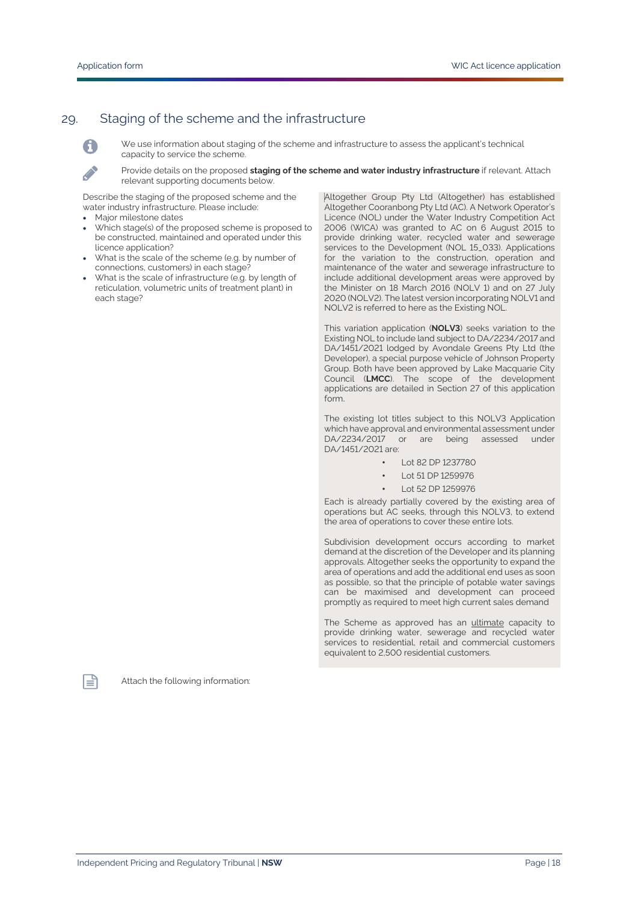## 29. Staging of the scheme and the infrastructure

We use information about staging of the scheme and infrastructure to assess the applicant's technical capacity to service the scheme.

Provide details on the proposed **staging of the scheme and water industry infrastructure** if relevant. Attach relevant supporting documents below.

| Describe the staging of the proposed scheme and the water industry infrastructure. Please include: | |
|---|---|
| • Major milestone dates<br>• Which stage(s) of the proposed scheme is proposed to be constructed, maintained and operated under this licence application?<br>• What is the scale of the scheme (e.g. by number of connections, customers) in each stage?<br>• What is the scale of infrastructure (e.g. by length of reticulation, volumetric units of treatment plant) in each stage? | Altogether Group Pty Ltd (Altogether) has established Altogether Cooranbong Pty Ltd (AC). A Network Operator's Licence (NOL) under the Water Industry Competition Act 2006 (WICA) was granted to AC on 6 August 2015 to provide drinking water, recycled water and sewerage services to the Development (NOL 15_033). Applications for the variation to the construction, operation and maintenance of the water and sewerage infrastructure to include additional development areas were approved by the Minister on 18 March 2016 (NOLV 1) and on 27 July 2020 (NOLV2). The latest version incorporating NOLV1 and NOLV2 is referred to here as the Existing NOL.<br><br>This variation application (**NOLV3**) seeks variation to the Existing NOL to include land subject to DA/2234/2017 and DA/1451/2021 lodged by Avondale Greens Pty Ltd (the Developer), a special purpose vehicle of Johnson Property Group. Both have been approved by Lake Macquarie City Council (**LMCC**). The scope of the development applications are detailed in Section 27 of this application form.<br><br>The existing lot titles subject to this NOLV3 Application which have approval and environmental assessment under DA/2234/2017 or are being assessed under DA/1451/2021 are:<br>• Lot 82 DP 1237780<br>• Lot 51 DP 1259976<br>• Lot 52 DP 1259976<br><br>Each is already partially covered by the existing area of operations but AC seeks, through this NOLV3, to extend the area of operations to cover these entire lots.<br><br>Subdivision development occurs according to market demand at the discretion of the Developer and its planning approvals. Altogether seeks the opportunity to expand the area of operations and add the additional end uses as soon as possible, so that the principle of potable water savings can be maximised and development can proceed promptly as required to meet high current sales demand<br><br>The Scheme as approved has an <u>ultimate</u> capacity to provide drinking water, sewerage and recycled water services to residential, retail and commercial customers equivalent to 2,500 residential customers. |

Attach the following information: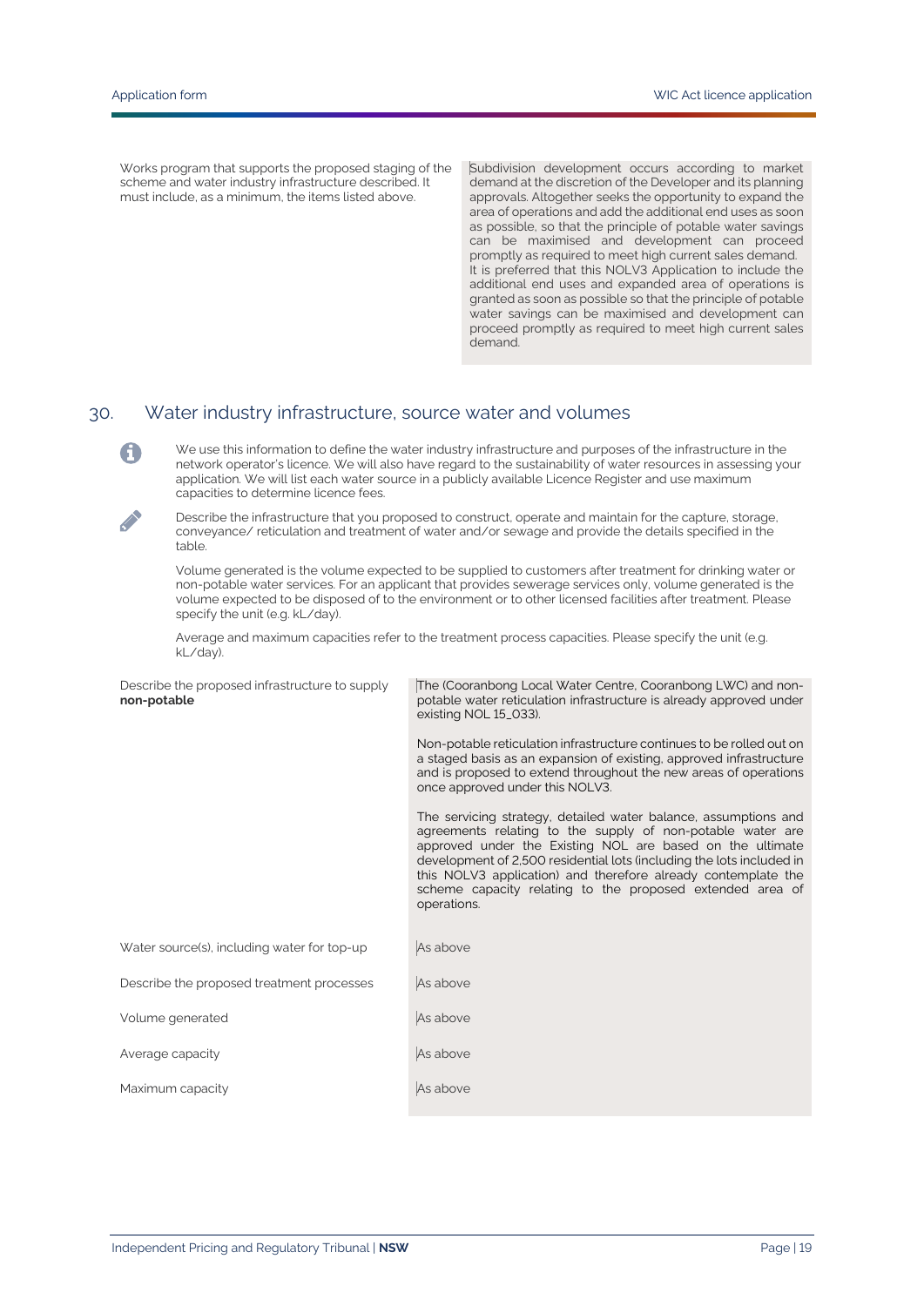| | |
|---|---|
| Works program that supports the proposed staging of the scheme and water industry infrastructure described. It must include, as a minimum, the items listed above. | Subdivision development occurs according to market demand at the discretion of the Developer and its planning approvals. Altogether seeks the opportunity to expand the area of operations and add the additional end uses as soon as possible, so that the principle of potable water savings can be maximised and development can proceed promptly as required to meet high current sales demand.<br>It is preferred that this NOLV3 Application to include the additional end uses and expanded area of operations is granted as soon as possible so that the principle of potable water savings can be maximised and development can proceed promptly as required to meet high current sales demand. |

## 30. Water industry infrastructure, source water and volumes

We use this information to define the water industry infrastructure and purposes of the infrastructure in the network operator's licence. We will also have regard to the sustainability of water resources in assessing your application. We will list each water source in a publicly available Licence Register and use maximum capacities to determine licence fees.

Describe the infrastructure that you proposed to construct, operate and maintain for the capture, storage, conveyance/ reticulation and treatment of water and/or sewage and provide the details specified in the table.

Volume generated is the volume expected to be supplied to customers after treatment for drinking water or non-potable water services. For an applicant that provides sewerage services only, volume generated is the volume expected to be disposed of to the environment or to other licensed facilities after treatment. Please specify the unit (e.g. kL/day).

Average and maximum capacities refer to the treatment process capacities. Please specify the unit (e.g. kL/day).

| | |
|---|---|
| Describe the proposed infrastructure to supply **non-potable** | The (Cooranbong Local Water Centre, Cooranbong LWC) and non-potable water reticulation infrastructure is already approved under existing NOL 15_033).<br><br>Non-potable reticulation infrastructure continues to be rolled out on a staged basis as an expansion of existing, approved infrastructure and is proposed to extend throughout the new areas of operations once approved under this NOLV3.<br><br>The servicing strategy, detailed water balance, assumptions and agreements relating to the supply of non-potable water are approved under the Existing NOL are based on the ultimate development of 2,500 residential lots (including the lots included in this NOLV3 application) and therefore already contemplate the scheme capacity relating to the proposed extended area of operations. |
| Water source(s), including water for top-up | As above |
| Describe the proposed treatment processes | As above |
| Volume generated | As above |
| Average capacity | As above |
| Maximum capacity | As above |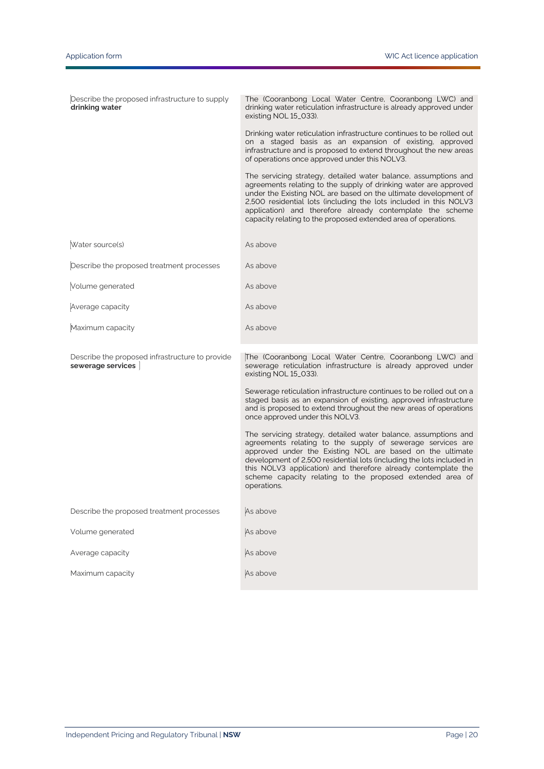| | |
|---|---|
| Describe the proposed infrastructure to supply **drinking water** | The (Cooranbong Local Water Centre, Cooranbong LWC) and drinking water reticulation infrastructure is already approved under existing NOL 15_033).<br><br>Drinking water reticulation infrastructure continues to be rolled out on a staged basis as an expansion of existing, approved infrastructure and is proposed to extend throughout the new areas of operations once approved under this NOLV3.<br><br>The servicing strategy, detailed water balance, assumptions and agreements relating to the supply of drinking water are approved under the Existing NOL are based on the ultimate development of 2,500 residential lots (including the lots included in this NOLV3 application) and therefore already contemplate the scheme capacity relating to the proposed extended area of operations. |
| Water source(s) | As above |
| Describe the proposed treatment processes | As above |
| Volume generated | As above |
| Average capacity | As above |
| Maximum capacity | As above |

| | |
|---|---|
| Describe the proposed infrastructure to provide **sewerage services** | The (Cooranbong Local Water Centre, Cooranbong LWC) and sewerage reticulation infrastructure is already approved under existing NOL 15_033).<br><br>Sewerage reticulation infrastructure continues to be rolled out on a staged basis as an expansion of existing, approved infrastructure and is proposed to extend throughout the new areas of operations once approved under this NOLV3.<br><br>The servicing strategy, detailed water balance, assumptions and agreements relating to the supply of sewerage services are approved under the Existing NOL are based on the ultimate development of 2,500 residential lots (including the lots included in this NOLV3 application) and therefore already contemplate the scheme capacity relating to the proposed extended area of operations. |
| Describe the proposed treatment processes | As above |
| Volume generated | As above |
| Average capacity | As above |
| Maximum capacity | As above |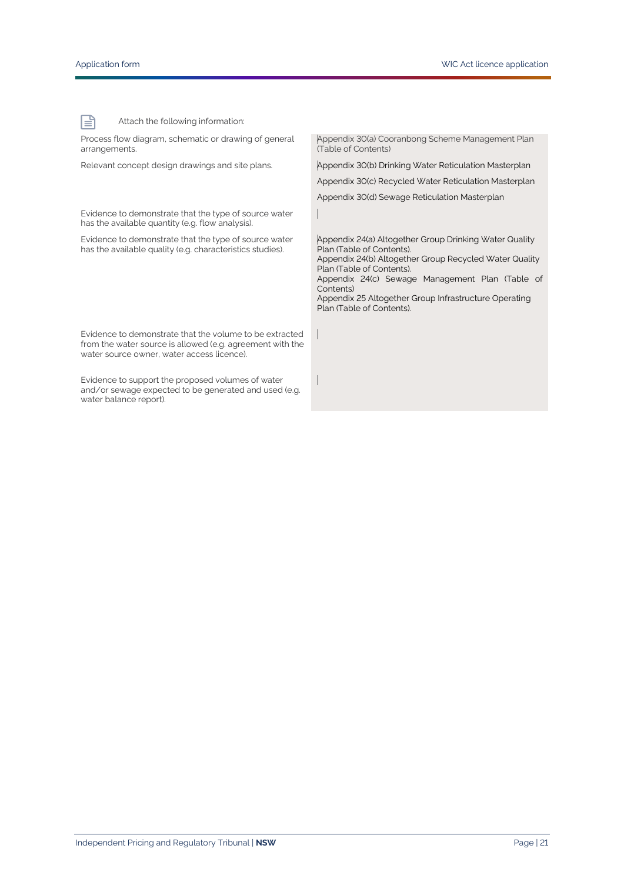Attach the following information:

| | |
|---|---|
| Process flow diagram, schematic or drawing of general arrangements. | Appendix 30(a) Cooranbong Scheme Management Plan (Table of Contents) |
| Relevant concept design drawings and site plans. | Appendix 30(b) Drinking Water Reticulation Masterplan<br>Appendix 30(c) Recycled Water Reticulation Masterplan<br>Appendix 30(d) Sewage Reticulation Masterplan |
| Evidence to demonstrate that the type of source water has the available quantity (e.g. flow analysis). | |
| Evidence to demonstrate that the type of source water has the available quality (e.g. characteristics studies). | Appendix 24(a) Altogether Group Drinking Water Quality Plan (Table of Contents).<br>Appendix 24(b) Altogether Group Recycled Water Quality Plan (Table of Contents).<br>Appendix 24(c) Sewage Management Plan (Table of Contents)<br>Appendix 25 Altogether Group Infrastructure Operating Plan (Table of Contents). |
| Evidence to demonstrate that the volume to be extracted from the water source is allowed (e.g. agreement with the water source owner, water access licence). | |
| Evidence to support the proposed volumes of water and/or sewage expected to be generated and used (e.g. water balance report). | |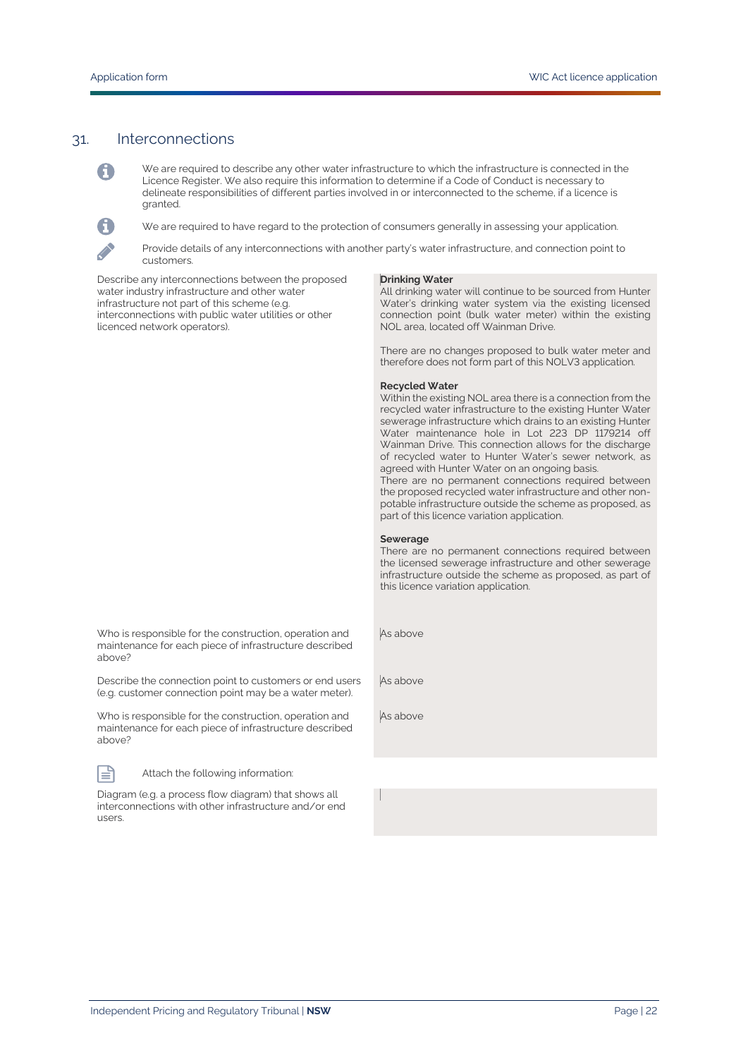## 31. Interconnections

We are required to describe any other water infrastructure to which the infrastructure is connected in the Licence Register. We also require this information to determine if a Code of Conduct is necessary to delineate responsibilities of different parties involved in or interconnected to the scheme, if a licence is granted.

We are required to have regard to the protection of consumers generally in assessing your application.

Provide details of any interconnections with another party's water infrastructure, and connection point to customers.

| | |
|---|---|
| Describe any interconnections between the proposed water industry infrastructure and other water infrastructure not part of this scheme (e.g. interconnections with public water utilities or other licenced network operators). | **Drinking Water**<br>All drinking water will continue to be sourced from Hunter Water's drinking water system via the existing licensed connection point (bulk water meter) within the existing NOL area, located off Wainman Drive.<br><br>There are no changes proposed to bulk water meter and therefore does not form part of this NOLV3 application.<br><br>**Recycled Water**<br>Within the existing NOL area there is a connection from the recycled water infrastructure to the existing Hunter Water sewerage infrastructure which drains to an existing Hunter Water maintenance hole in Lot 223 DP 1179214 off Wainman Drive. This connection allows for the discharge of recycled water to Hunter Water's sewer network, as agreed with Hunter Water on an ongoing basis.<br>There are no permanent connections required between the proposed recycled water infrastructure and other non-potable infrastructure outside the scheme as proposed, as part of this licence variation application.<br><br>**Sewerage**<br>There are no permanent connections required between the licensed sewerage infrastructure and other sewerage infrastructure outside the scheme as proposed, as part of this licence variation application. |
| Who is responsible for the construction, operation and maintenance for each piece of infrastructure described above? | As above |
| Describe the connection point to customers or end users (e.g. customer connection point may be a water meter). | As above |
| Who is responsible for the construction, operation and maintenance for each piece of infrastructure described above? | As above |

Attach the following information:

| | |
|---|---|
| Diagram (e.g. a process flow diagram) that shows all interconnections with other infrastructure and/or end users. | |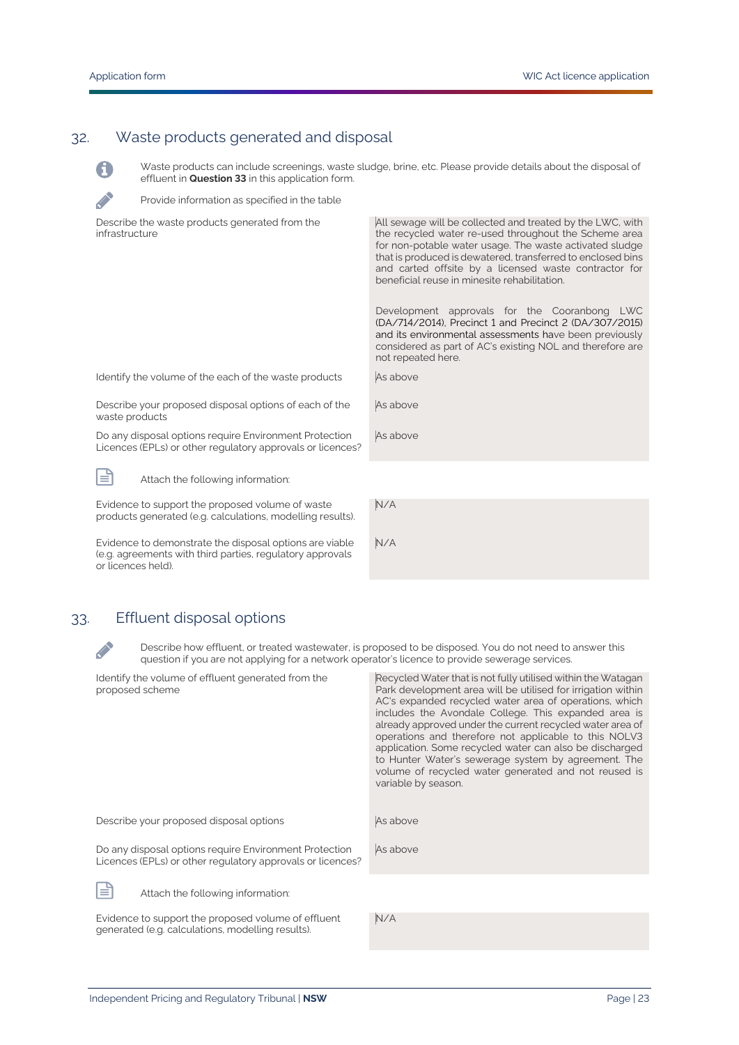## 32. Waste products generated and disposal

Waste products can include screenings, waste sludge, brine, etc. Please provide details about the disposal of effluent in **Question 33** in this application form.

Provide information as specified in the table

| | |
|---|---|
| Describe the waste products generated from the infrastructure | All sewage will be collected and treated by the LWC, with the recycled water re-used throughout the Scheme area for non-potable water usage. The waste activated sludge that is produced is dewatered, transferred to enclosed bins and carted offsite by a licensed waste contractor for beneficial reuse in minesite rehabilitation.<br><br>Development approvals for the Cooranbong LWC (DA/714/2014), Precinct 1 and Precinct 2 (DA/307/2015) and its environmental assessments have been previously considered as part of AC's existing NOL and therefore are not repeated here. |
| Identify the volume of the each of the waste products | As above |
| Describe your proposed disposal options of each of the waste products | As above |
| Do any disposal options require Environment Protection Licences (EPLs) or other regulatory approvals or licences? | As above |

Attach the following information:

| | |
|---|---|
| Evidence to support the proposed volume of waste products generated (e.g. calculations, modelling results). | N/A |
| Evidence to demonstrate the disposal options are viable (e.g. agreements with third parties, regulatory approvals or licences held). | N/A |

## 33. Effluent disposal options

Describe how effluent, or treated wastewater, is proposed to be disposed. You do not need to answer this question if you are not applying for a network operator's licence to provide sewerage services.

| | |
|---|---|
| Identify the volume of effluent generated from the proposed scheme | Recycled Water that is not fully utilised within the Watagan Park development area will be utilised for irrigation within AC's expanded recycled water area of operations, which includes the Avondale College. This expanded area is already approved under the current recycled water area of operations and therefore not applicable to this NOLV3 application. Some recycled water can also be discharged to Hunter Water's sewerage system by agreement. The volume of recycled water generated and not reused is variable by season. |
| Describe your proposed disposal options | As above |
| Do any disposal options require Environment Protection Licences (EPLs) or other regulatory approvals or licences? | As above |

Attach the following information:

| | |
|---|---|
| Evidence to support the proposed volume of effluent generated (e.g. calculations, modelling results). | N/A |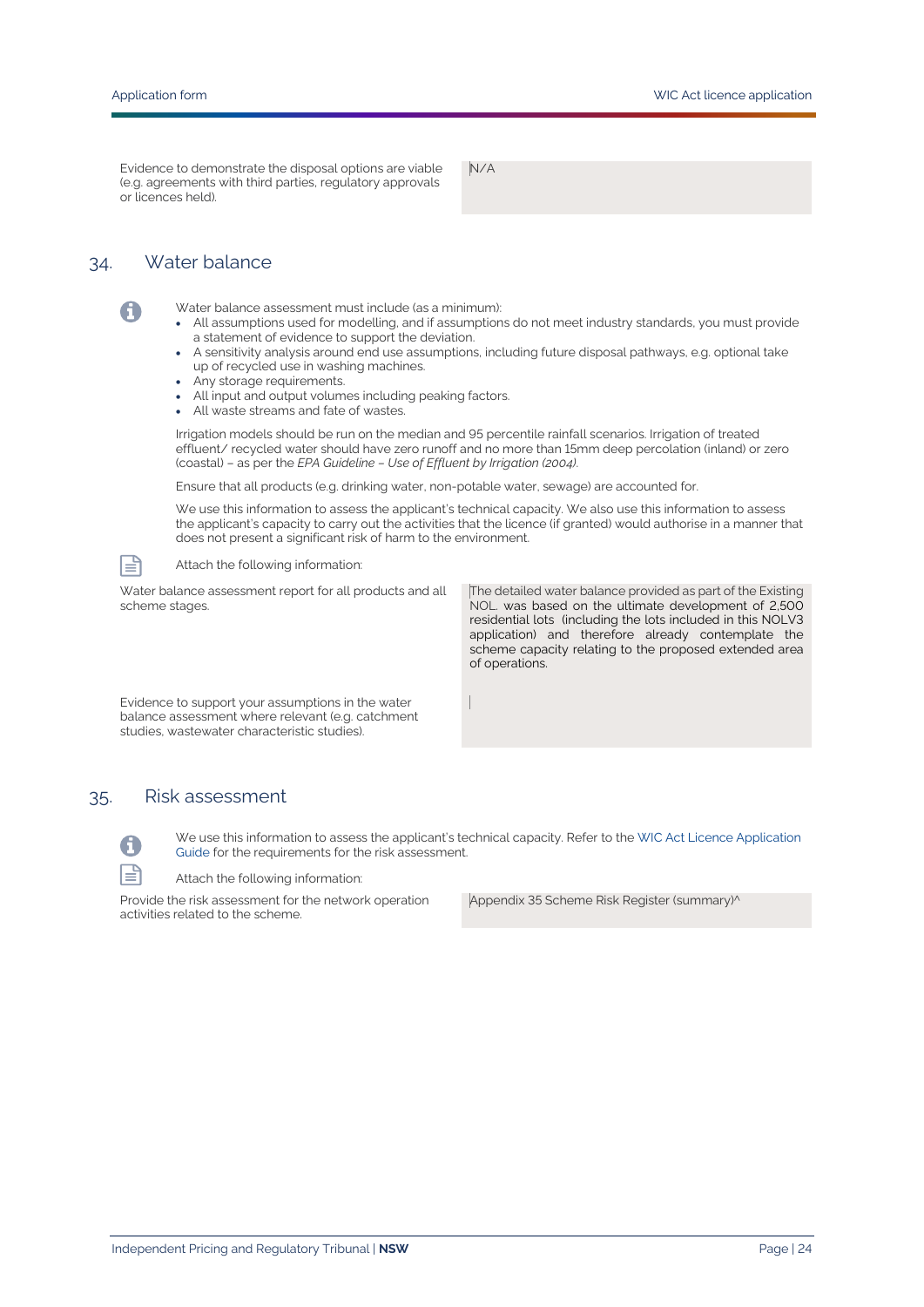| | |
|---|---|
| Evidence to demonstrate the disposal options are viable (e.g. agreements with third parties, regulatory approvals or licences held). | N/A |

## 34. Water balance

Water balance assessment must include (as a minimum):

- All assumptions used for modelling, and if assumptions do not meet industry standards, you must provide a statement of evidence to support the deviation.
- A sensitivity analysis around end use assumptions, including future disposal pathways, e.g. optional take up of recycled use in washing machines.
- Any storage requirements.
- All input and output volumes including peaking factors.
- All waste streams and fate of wastes.

Irrigation models should be run on the median and 95 percentile rainfall scenarios. Irrigation of treated effluent/ recycled water should have zero runoff and no more than 15mm deep percolation (inland) or zero (coastal) – as per the *EPA Guideline – Use of Effluent by Irrigation (2004)*.

Ensure that all products (e.g. drinking water, non-potable water, sewage) are accounted for.

We use this information to assess the applicant's technical capacity. We also use this information to assess the applicant's capacity to carry out the activities that the licence (if granted) would authorise in a manner that does not present a significant risk of harm to the environment.

Attach the following information:

| | |
|---|---|
| Water balance assessment report for all products and all scheme stages. | The detailed water balance provided as part of the Existing NOL was based on the ultimate development of 2,500 residential lots (including the lots included in this NOLV3 application) and therefore already contemplate the scheme capacity relating to the proposed extended area of operations. |
| Evidence to support your assumptions in the water balance assessment where relevant (e.g. catchment studies, wastewater characteristic studies). | |

## 35. Risk assessment

We use this information to assess the applicant's technical capacity. Refer to the WIC Act Licence Application Guide for the requirements for the risk assessment.

Attach the following information:

| | |
|---|---|
| Provide the risk assessment for the network operation activities related to the scheme. | Appendix 35 Scheme Risk Register (summary)^ |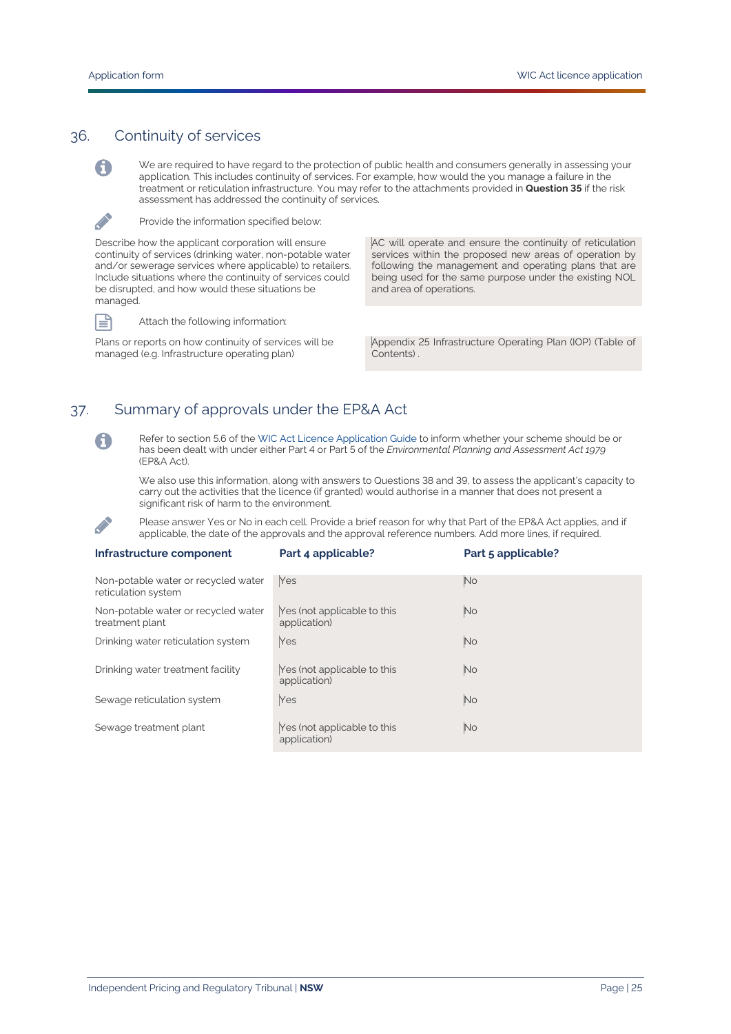## 36. Continuity of services

We are required to have regard to the protection of public health and consumers generally in assessing your application. This includes continuity of services. For example, how would the you manage a failure in the treatment or reticulation infrastructure. You may refer to the attachments provided in **Question 35** if the risk assessment has addressed the continuity of services.

Provide the information specified below:

| | |
|---|---|
| Describe how the applicant corporation will ensure continuity of services (drinking water, non-potable water and/or sewerage services where applicable) to retailers. Include situations where the continuity of services could be disrupted, and how would these situations be managed. | AC will operate and ensure the continuity of reticulation services within the proposed new areas of operation by following the management and operating plans that are being used for the same purpose under the existing NOL and area of operations. |

Attach the following information:

| | |
|---|---|
| Plans or reports on how continuity of services will be managed (e.g. Infrastructure operating plan) | Appendix 25 Infrastructure Operating Plan (IOP) (Table of Contents) . |

## 37. Summary of approvals under the EP&A Act

Refer to section 5.6 of the WIC Act Licence Application Guide to inform whether your scheme should be or has been dealt with under either Part 4 or Part 5 of the *Environmental Planning and Assessment Act 1979* (EP&A Act).

We also use this information, along with answers to Questions 38 and 39, to assess the applicant's capacity to carry out the activities that the licence (if granted) would authorise in a manner that does not present a significant risk of harm to the environment.

Please answer Yes or No in each cell. Provide a brief reason for why that Part of the EP&A Act applies, and if applicable, the date of the approvals and the approval reference numbers. Add more lines, if required.

| Infrastructure component | Part 4 applicable? | Part 5 applicable? |
|---|---|---|
| Non-potable water or recycled water reticulation system | Yes | No |
| Non-potable water or recycled water treatment plant | Yes (not applicable to this application) | No |
| Drinking water reticulation system | Yes | No |
| Drinking water treatment facility | Yes (not applicable to this application) | No |
| Sewage reticulation system | Yes | No |
| Sewage treatment plant | Yes (not applicable to this application) | No |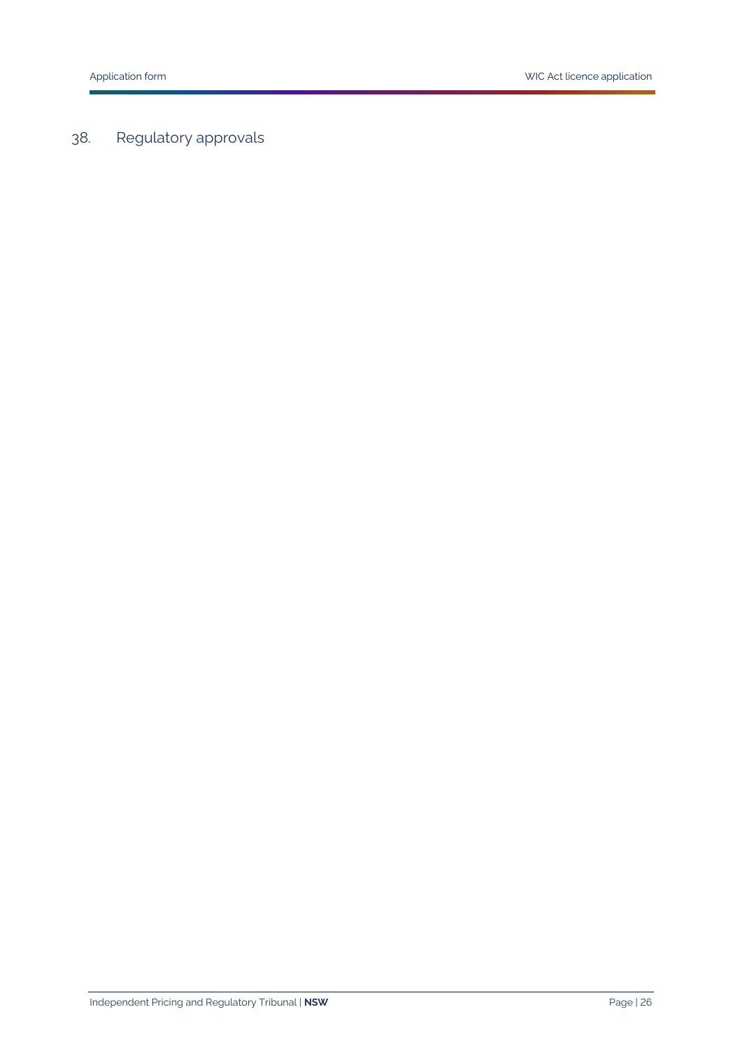## 38. Regulatory approvals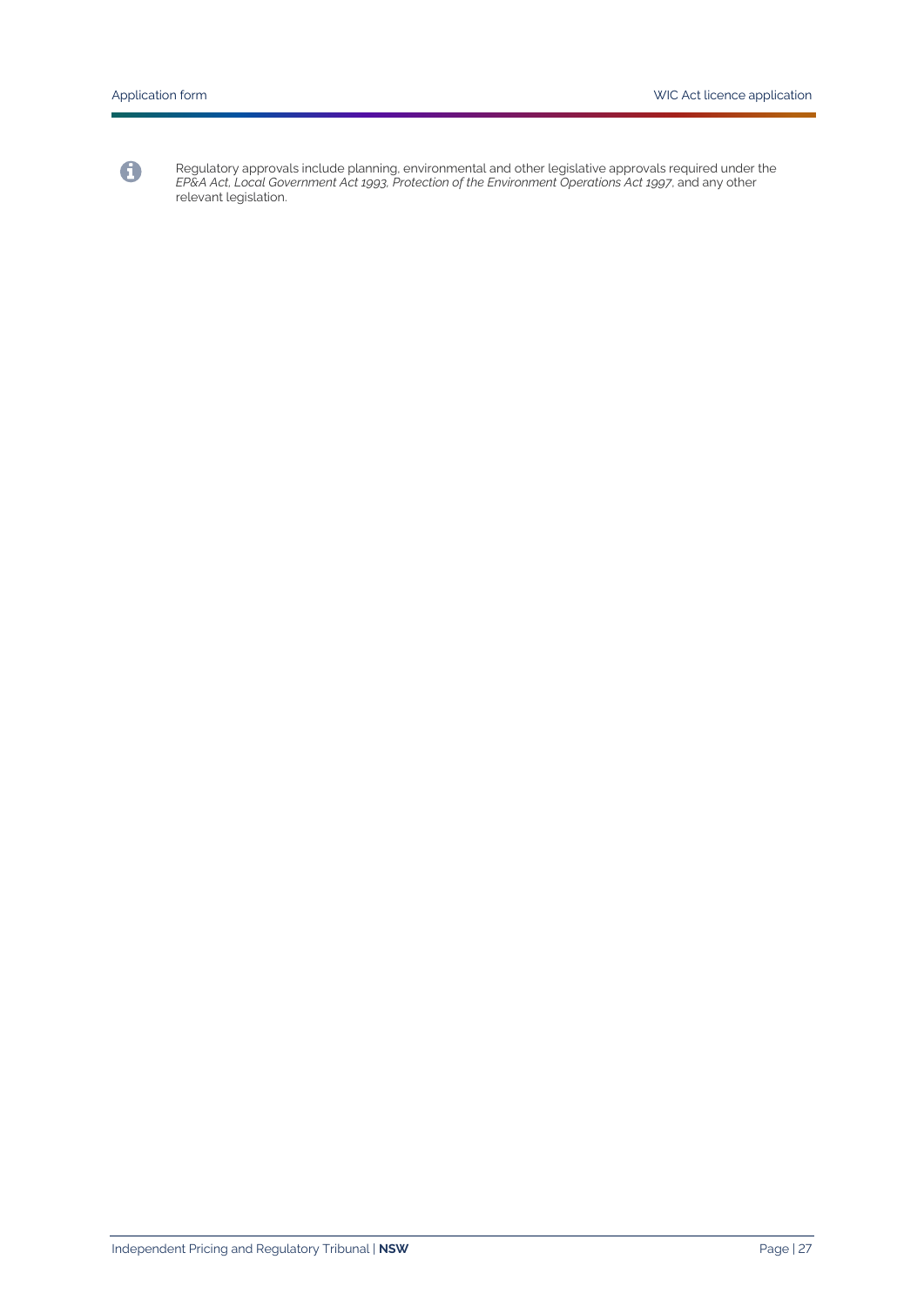Regulatory approvals include planning, environmental and other legislative approvals required under the *EP&A Act, Local Government Act 1993, Protection of the Environment Operations Act 1997*, and any other relevant legislation.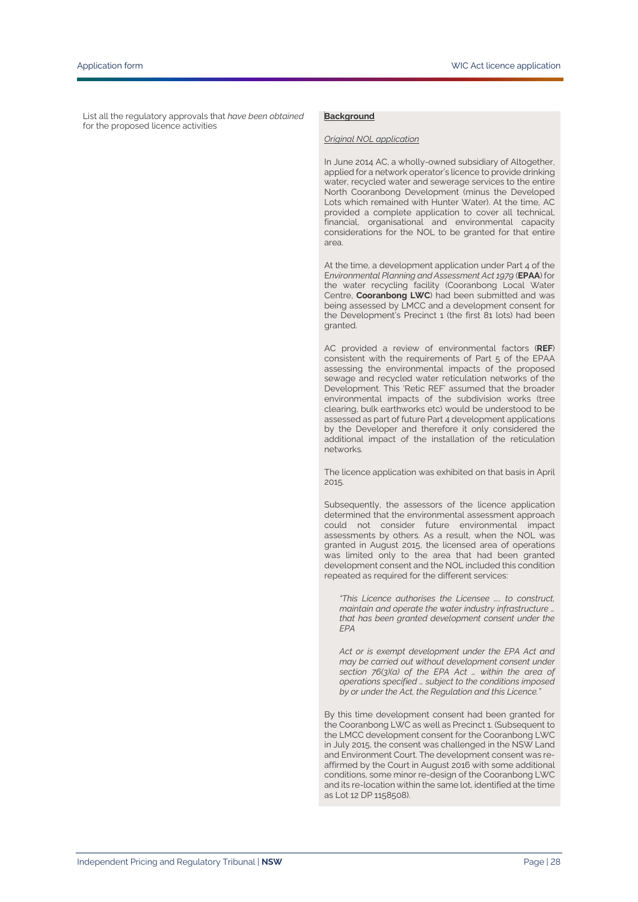List all the regulatory approvals that *have been obtained* for the proposed licence activities

**Background**

*Original NOL application*

In June 2014 AC, a wholly-owned subsidiary of Altogether, applied for a network operator's licence to provide drinking water, recycled water and sewerage services to the entire North Cooranbong Development (minus the Developed Lots which remained with Hunter Water). At the time, AC provided a complete application to cover all technical, financial, organisational and environmental capacity considerations for the NOL to be granted for that entire area.

At the time, a development application under Part 4 of the E*nvironmental Planning and Assessment Act 1979* (**EPAA**) for the water recycling facility (Cooranbong Local Water Centre, **Cooranbong LWC**) had been submitted and was being assessed by LMCC and a development consent for the Development's Precinct 1 (the first 81 lots) had been granted.

AC provided a review of environmental factors (**REF**) consistent with the requirements of Part 5 of the EPAA assessing the environmental impacts of the proposed sewage and recycled water reticulation networks of the Development. This 'Retic REF' assumed that the broader environmental impacts of the subdivision works (tree clearing, bulk earthworks etc) would be understood to be assessed as part of future Part 4 development applications by the Developer and therefore it only considered the additional impact of the installation of the reticulation networks.

The licence application was exhibited on that basis in April 2015.

Subsequently, the assessors of the licence application determined that the environmental assessment approach could not consider future environmental impact assessments by others. As a result, when the NOL was granted in August 2015, the licensed area of operations was limited only to the area that had been granted development consent and the NOL included this condition repeated as required for the different services:

> *"This Licence authorises the Licensee …. to construct, maintain and operate the water industry infrastructure … that has been granted development consent under the EPA*
>
> *Act or is exempt development under the EPA Act and may be carried out without development consent under section 76(3)(a) of the EPA Act … within the area of operations specified … subject to the conditions imposed by or under the Act, the Regulation and this Licence."*

By this time development consent had been granted for the Cooranbong LWC as well as Precinct 1. (Subsequent to the LMCC development consent for the Cooranbong LWC in July 2015, the consent was challenged in the NSW Land and Environment Court. The development consent was re-affirmed by the Court in August 2016 with some additional conditions, some minor re-design of the Cooranbong LWC and its re-location within the same lot, identified at the time as Lot 12 DP 1158508).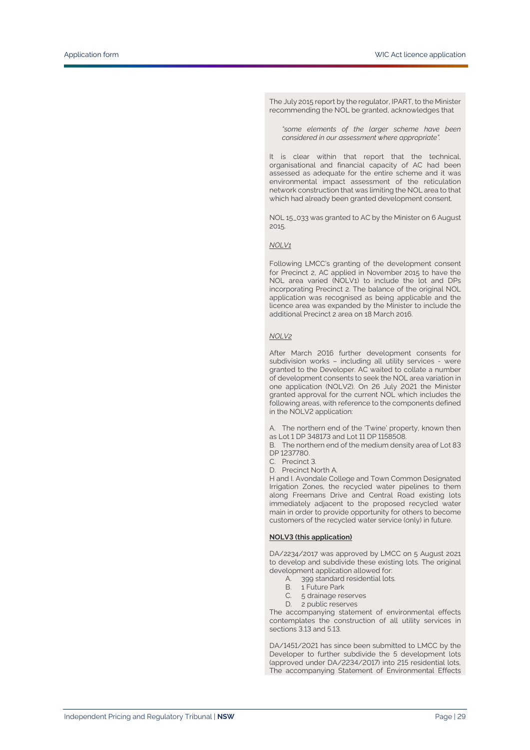The July 2015 report by the regulator, IPART, to the Minister recommending the NOL be granted, acknowledges that

> *"some elements of the larger scheme have been considered in our assessment where appropriate".*

It is clear within that report that the technical, organisational and financial capacity of AC had been assessed as adequate for the entire scheme and it was environmental impact assessment of the reticulation network construction that was limiting the NOL area to that which had already been granted development consent.

NOL 15_033 was granted to AC by the Minister on 6 August 2015.

*NOLV1*

Following LMCC's granting of the development consent for Precinct 2, AC applied in November 2015 to have the NOL area varied (NOLV1) to include the lot and DPs incorporating Precinct 2. The balance of the original NOL application was recognised as being applicable and the licence area was expanded by the Minister to include the additional Precinct 2 area on 18 March 2016.

*NOLV2*

After March 2016 further development consents for subdivision works – including all utility services - were granted to the Developer. AC waited to collate a number of development consents to seek the NOL area variation in one application (NOLV2). On 26 July 2021 the Minister granted approval for the current NOL which includes the following areas, with reference to the components defined in the NOLV2 application:

A. The northern end of the 'Twine' property, known then as Lot 1 DP 348173 and Lot 11 DP 1158508.
B. The northern end of the medium density area of Lot 83 DP 1237780.
C. Precinct 3.
D. Precinct North A.
H and I. Avondale College and Town Common Designated Irrigation Zones, the recycled water pipelines to them along Freemans Drive and Central Road existing lots immediately adjacent to the proposed recycled water main in order to provide opportunity for others to become customers of the recycled water service (only) in future.

**NOLV3 (this application)**

DA/2234/2017 was approved by LMCC on 5 August 2021 to develop and subdivide these existing lots. The original development application allowed for:

A. 399 standard residential lots.
B. 1 Future Park
C. 5 drainage reserves
D. 2 public reserves

The accompanying statement of environmental effects contemplates the construction of all utility services in sections 3.13 and 5.13.

DA/1451/2021 has since been submitted to LMCC by the Developer to further subdivide the 5 development lots (approved under DA/2234/2017) into 215 residential lots, The accompanying Statement of Environmental Effects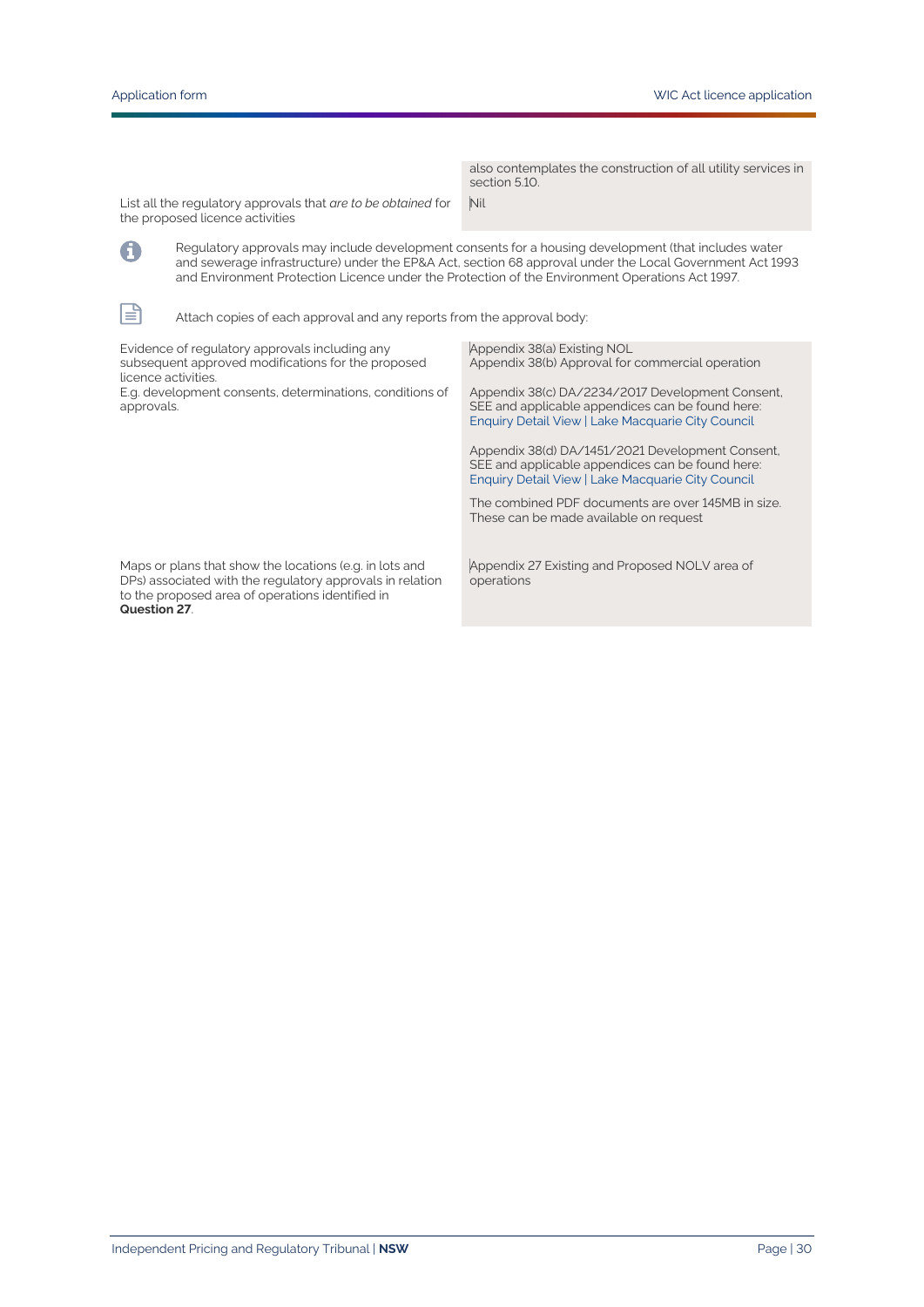| | |
|---|---|
| | also contemplates the construction of all utility services in section 5.10. |
| List all the regulatory approvals that *are to be obtained* for the proposed licence activities | Nil |

Regulatory approvals may include development consents for a housing development (that includes water and sewerage infrastructure) under the EP&A Act, section 68 approval under the Local Government Act 1993 and Environment Protection Licence under the Protection of the Environment Operations Act 1997.

Attach copies of each approval and any reports from the approval body:

| | |
|---|---|
| Evidence of regulatory approvals including any subsequent approved modifications for the proposed licence activities.<br>E.g. development consents, determinations, conditions of approvals. | Appendix 38(a) Existing NOL<br>Appendix 38(b) Approval for commercial operation<br><br>Appendix 38(c) DA/2234/2017 Development Consent, SEE and applicable appendices can be found here: Enquiry Detail View \| Lake Macquarie City Council<br><br>Appendix 38(d) DA/1451/2021 Development Consent, SEE and applicable appendices can be found here: Enquiry Detail View \| Lake Macquarie City Council<br><br>The combined PDF documents are over 145MB in size. These can be made available on request |
| Maps or plans that show the locations (e.g. in lots and DPs) associated with the regulatory approvals in relation to the proposed area of operations identified in **Question 27**. | Appendix 27 Existing and Proposed NOLV area of operations |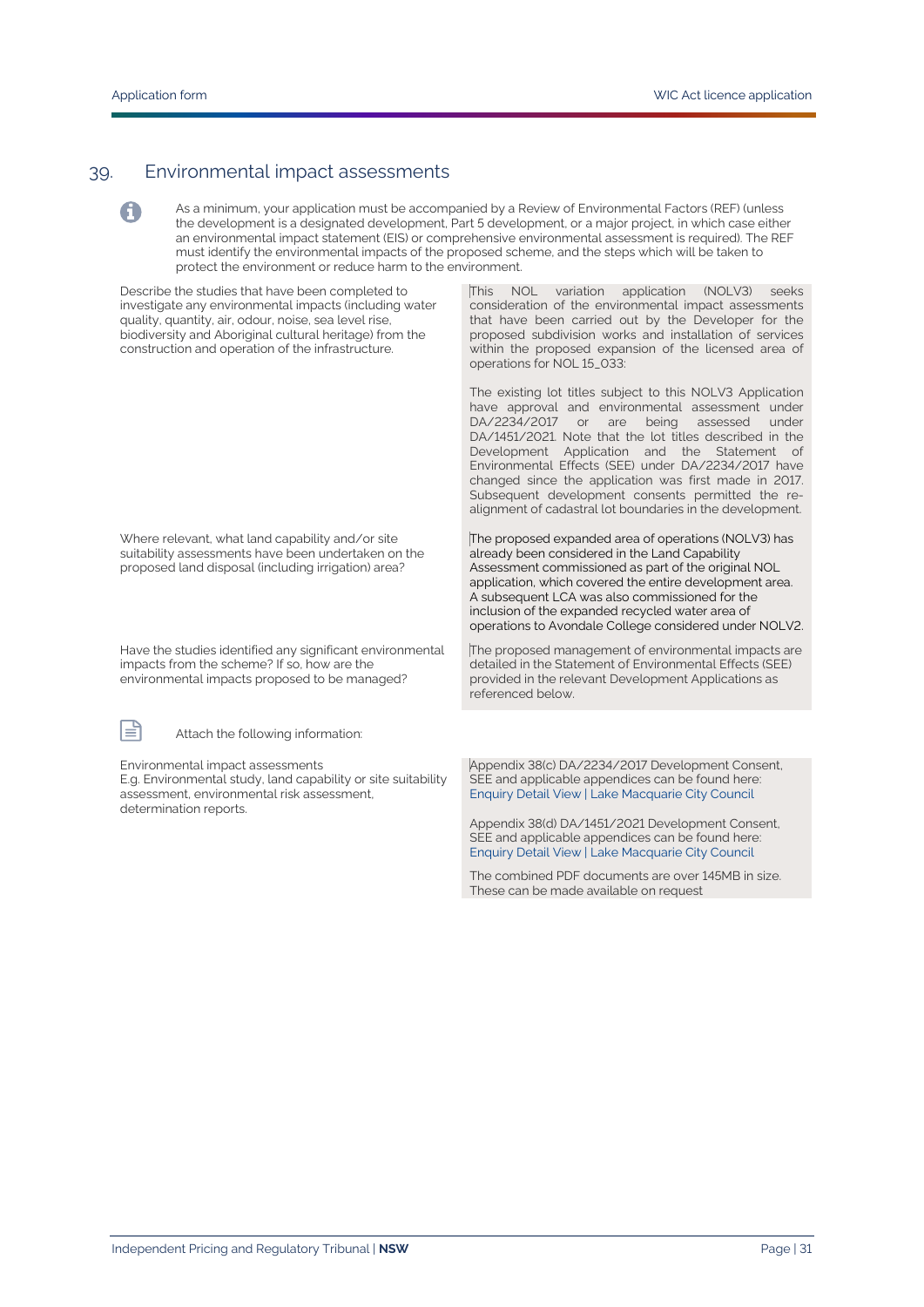## 39. Environmental impact assessments

As a minimum, your application must be accompanied by a Review of Environmental Factors (REF) (unless the development is a designated development, Part 5 development, or a major project, in which case either an environmental impact statement (EIS) or comprehensive environmental assessment is required). The REF must identify the environmental impacts of the proposed scheme, and the steps which will be taken to protect the environment or reduce harm to the environment.

| | |
|---|---|
| Describe the studies that have been completed to investigate any environmental impacts (including water quality, quantity, air, odour, noise, sea level rise, biodiversity and Aboriginal cultural heritage) from the construction and operation of the infrastructure. | This NOL variation application (NOLV3) seeks consideration of the environmental impact assessments that have been carried out by the Developer for the proposed subdivision works and installation of services within the proposed expansion of the licensed area of operations for NOL 15_033:<br><br>The existing lot titles subject to this NOLV3 Application have approval and environmental assessment under DA/2234/2017 or are being assessed under DA/1451/2021. Note that the lot titles described in the Development Application and the Statement of Environmental Effects (SEE) under DA/2234/2017 have changed since the application was first made in 2017. Subsequent development consents permitted the re-alignment of cadastral lot boundaries in the development. |
| Where relevant, what land capability and/or site suitability assessments have been undertaken on the proposed land disposal (including irrigation) area? | The proposed expanded area of operations (NOLV3) has already been considered in the Land Capability Assessment commissioned as part of the original NOL application, which covered the entire development area. A subsequent LCA was also commissioned for the inclusion of the expanded recycled water area of operations to Avondale College considered under NOLV2. |
| Have the studies identified any significant environmental impacts from the scheme? If so, how are the environmental impacts proposed to be managed? | The proposed management of environmental impacts are detailed in the Statement of Environmental Effects (SEE) provided in the relevant Development Applications as referenced below. |

Attach the following information:

| | |
|---|---|
| Environmental impact assessments<br>E.g. Environmental study, land capability or site suitability assessment, environmental risk assessment, determination reports. | Appendix 38(c) DA/2234/2017 Development Consent, SEE and applicable appendices can be found here: Enquiry Detail View \| Lake Macquarie City Council<br><br>Appendix 38(d) DA/1451/2021 Development Consent, SEE and applicable appendices can be found here: Enquiry Detail View \| Lake Macquarie City Council<br><br>The combined PDF documents are over 145MB in size. These can be made available on request |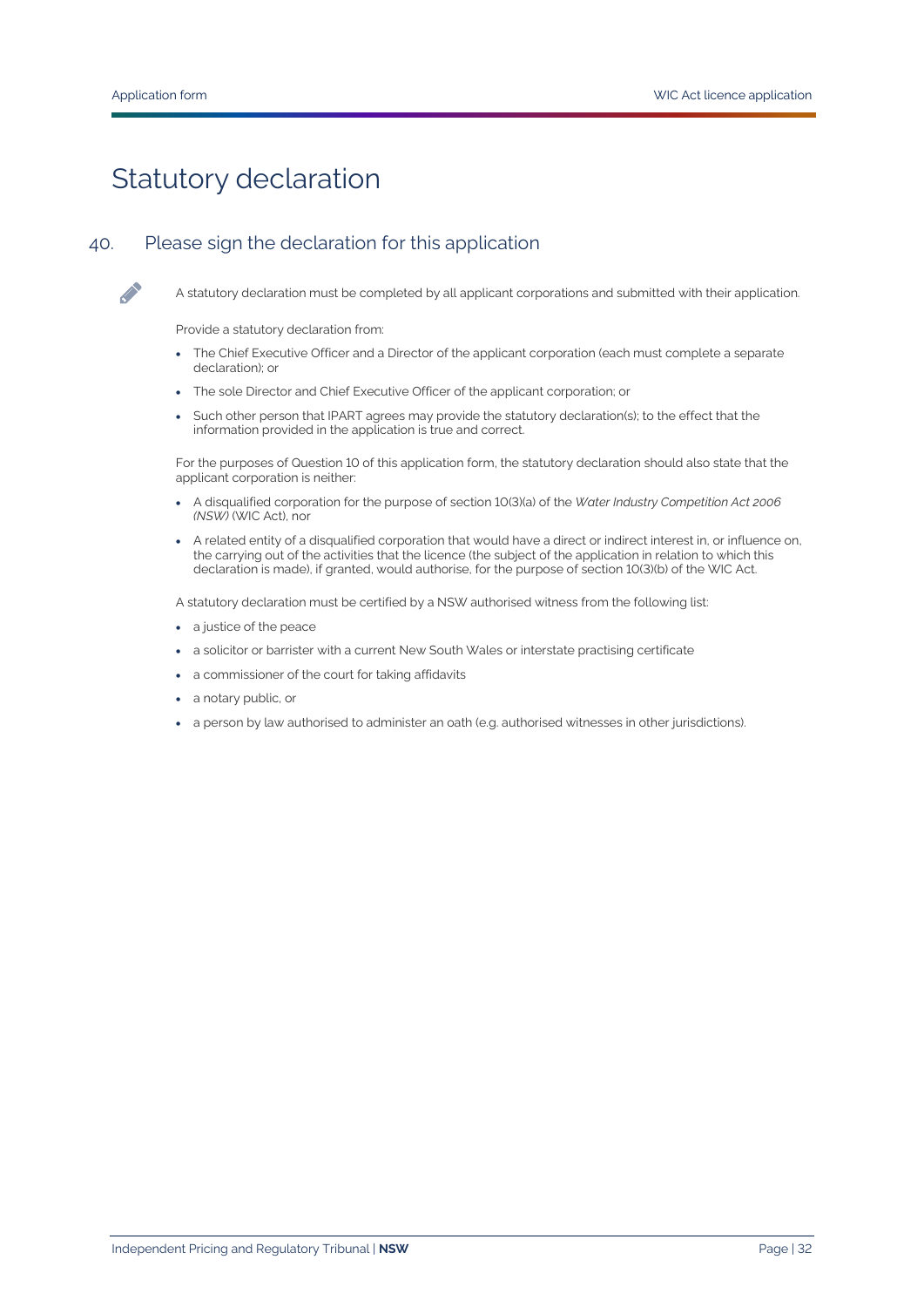# Statutory declaration

## 40. Please sign the declaration for this application

A statutory declaration must be completed by all applicant corporations and submitted with their application.

Provide a statutory declaration from:

- The Chief Executive Officer and a Director of the applicant corporation (each must complete a separate declaration); or
- The sole Director and Chief Executive Officer of the applicant corporation; or
- Such other person that IPART agrees may provide the statutory declaration(s); to the effect that the information provided in the application is true and correct.

For the purposes of Question 10 of this application form, the statutory declaration should also state that the applicant corporation is neither:

- A disqualified corporation for the purpose of section 10(3)(a) of the *Water Industry Competition Act 2006 (NSW)* (WIC Act), nor
- A related entity of a disqualified corporation that would have a direct or indirect interest in, or influence on, the carrying out of the activities that the licence (the subject of the application in relation to which this declaration is made), if granted, would authorise, for the purpose of section 10(3)(b) of the WIC Act.

A statutory declaration must be certified by a NSW authorised witness from the following list:

- a justice of the peace
- a solicitor or barrister with a current New South Wales or interstate practising certificate
- a commissioner of the court for taking affidavits
- a notary public, or
- a person by law authorised to administer an oath (e.g. authorised witnesses in other jurisdictions).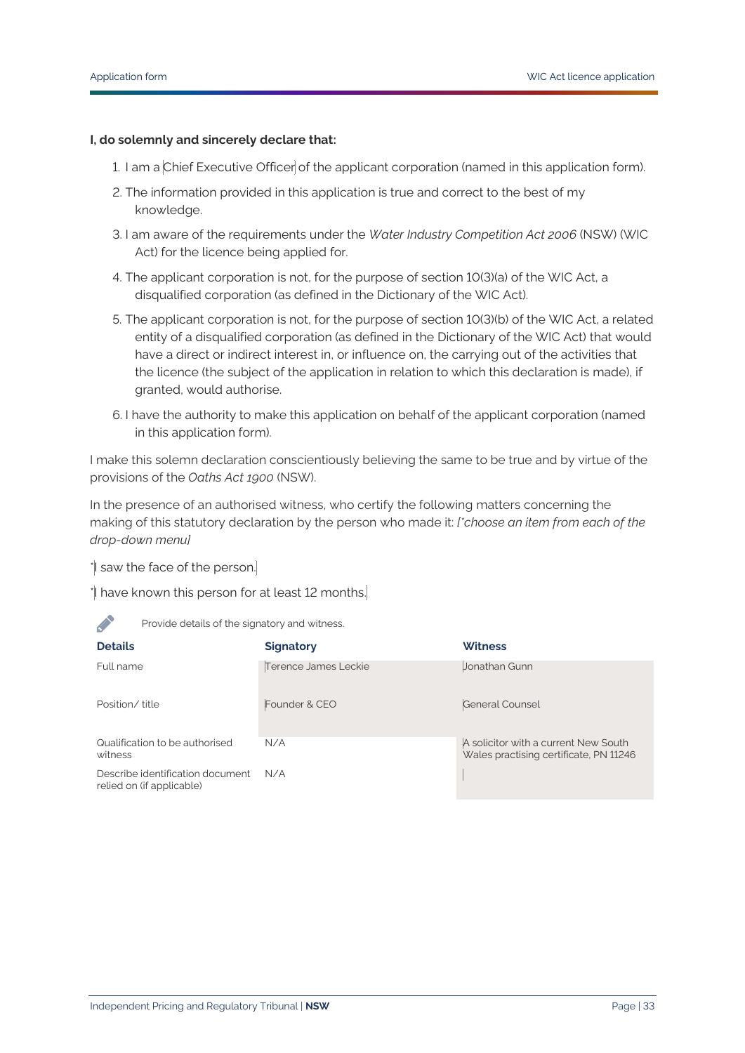**I, do solemnly and sincerely declare that:**

1. I am a Chief Executive Officer of the applicant corporation (named in this application form).
2. The information provided in this application is true and correct to the best of my knowledge.
3. I am aware of the requirements under the *Water Industry Competition Act 2006* (NSW) (WIC Act) for the licence being applied for.
4. The applicant corporation is not, for the purpose of section 10(3)(a) of the WIC Act, a disqualified corporation (as defined in the Dictionary of the WIC Act).
5. The applicant corporation is not, for the purpose of section 10(3)(b) of the WIC Act, a related entity of a disqualified corporation (as defined in the Dictionary of the WIC Act) that would have a direct or indirect interest in, or influence on, the carrying out of the activities that the licence (the subject of the application in relation to which this declaration is made), if granted, would authorise.
6. I have the authority to make this application on behalf of the applicant corporation (named in this application form).

I make this solemn declaration conscientiously believing the same to be true and by virtue of the provisions of the *Oaths Act 1900* (NSW).

In the presence of an authorised witness, who certify the following matters concerning the making of this statutory declaration by the person who made it: *[*choose an item from each of the drop-down menu]*

*I saw the face of the person.

*I have known this person for at least 12 months.

Provide details of the signatory and witness.

| Details | Signatory | Witness |
|---|---|---|
| Full name | Terence James Leckie | Jonathan Gunn |
| Position/ title | Founder & CEO | General Counsel |
| Qualification to be authorised witness | N/A | A solicitor with a current New South Wales practising certificate, PN 11246 |
| Describe identification document relied on (if applicable) | N/A | |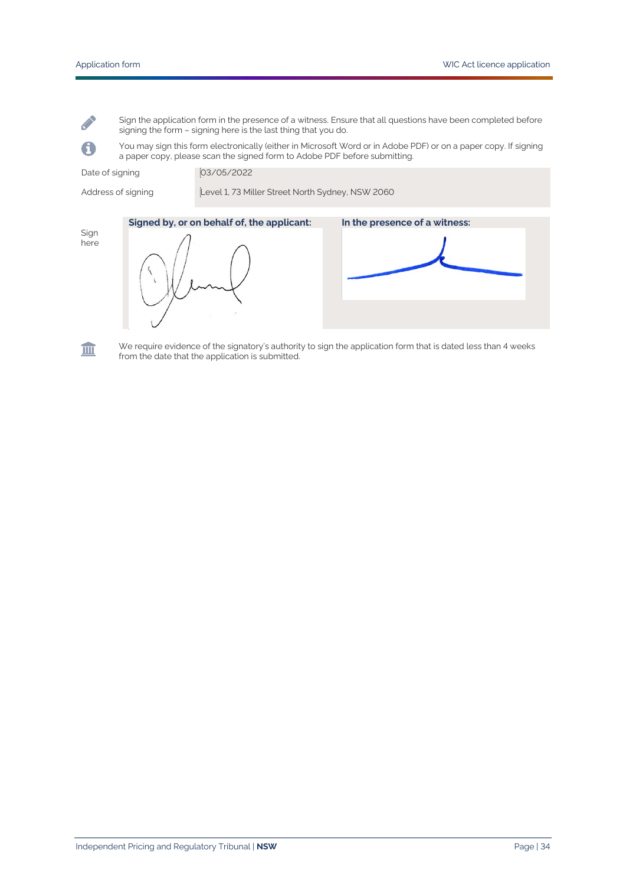Sign the application form in the presence of a witness. Ensure that all questions have been completed before signing the form – signing here is the last thing that you do.

You may sign this form electronically (either in Microsoft Word or in Adobe PDF) or on a paper copy. If signing a paper copy, please scan the signed form to Adobe PDF before submitting.

| | |
|---|---|
| Date of signing | 03/05/2022 |
| Address of signing | Level 1, 73 Miller Street North Sydney, NSW 2060 |

| Sign here | **Signed by, or on behalf of, the applicant:** | **In the presence of a witness:** |
|---|---|---|

We require evidence of the signatory's authority to sign the application form that is dated less than 4 weeks from the date that the application is submitted.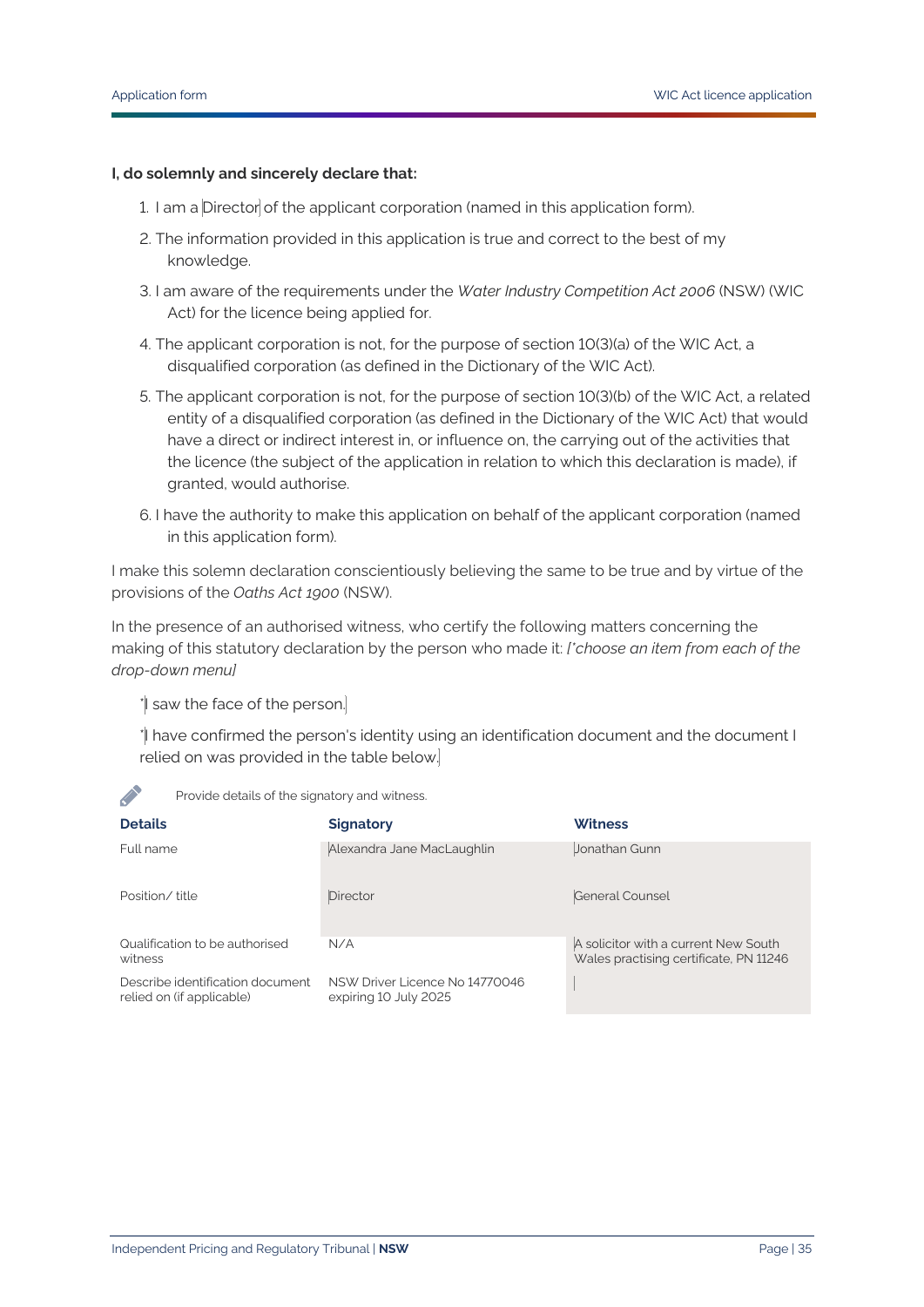**I, do solemnly and sincerely declare that:**

1. I am a Director of the applicant corporation (named in this application form).
2. The information provided in this application is true and correct to the best of my knowledge.
3. I am aware of the requirements under the *Water Industry Competition Act 2006* (NSW) (WIC Act) for the licence being applied for.
4. The applicant corporation is not, for the purpose of section 10(3)(a) of the WIC Act, a disqualified corporation (as defined in the Dictionary of the WIC Act).
5. The applicant corporation is not, for the purpose of section 10(3)(b) of the WIC Act, a related entity of a disqualified corporation (as defined in the Dictionary of the WIC Act) that would have a direct or indirect interest in, or influence on, the carrying out of the activities that the licence (the subject of the application in relation to which this declaration is made), if granted, would authorise.
6. I have the authority to make this application on behalf of the applicant corporation (named in this application form).

I make this solemn declaration conscientiously believing the same to be true and by virtue of the provisions of the *Oaths Act 1900* (NSW).

In the presence of an authorised witness, who certify the following matters concerning the making of this statutory declaration by the person who made it: *[\*choose an item from each of the drop-down menu]*

\*I saw the face of the person.

\*I have confirmed the person's identity using an identification document and the document I relied on was provided in the table below.

Provide details of the signatory and witness.

| Details | Signatory | Witness |
|---|---|---|
| Full name | Alexandra Jane MacLaughlin | Jonathan Gunn |
| Position/ title | Director | General Counsel |
| Qualification to be authorised witness | N/A | A solicitor with a current New South Wales practising certificate, PN 11246 |
| Describe identification document relied on (if applicable) | NSW Driver Licence No 14770046 expiring 10 July 2025 | |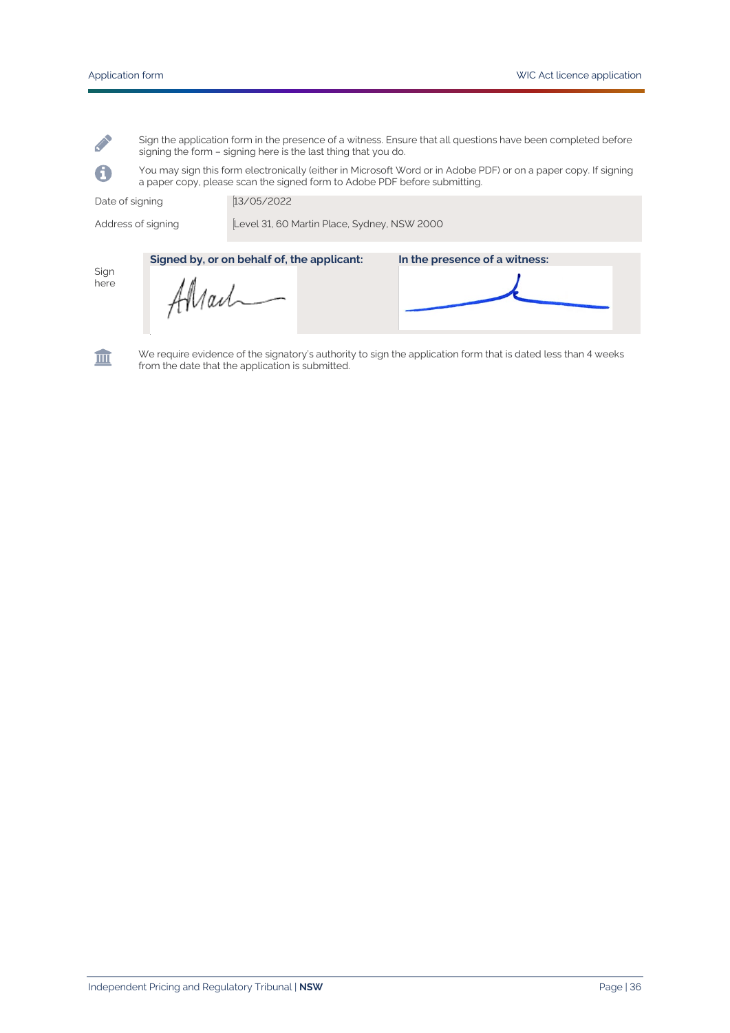Sign the application form in the presence of a witness. Ensure that all questions have been completed before signing the form – signing here is the last thing that you do.

You may sign this form electronically (either in Microsoft Word or in Adobe PDF) or on a paper copy. If signing a paper copy, please scan the signed form to Adobe PDF before submitting.

| | |
|---|---|
| Date of signing | 13/05/2022 |
| Address of signing | Level 31, 60 Martin Place, Sydney, NSW 2000 |

| | | |
|---|---|---|
| Sign here | **Signed by, or on behalf of, the applicant:** | **In the presence of a witness:** |

We require evidence of the signatory's authority to sign the application form that is dated less than 4 weeks from the date that the application is submitted.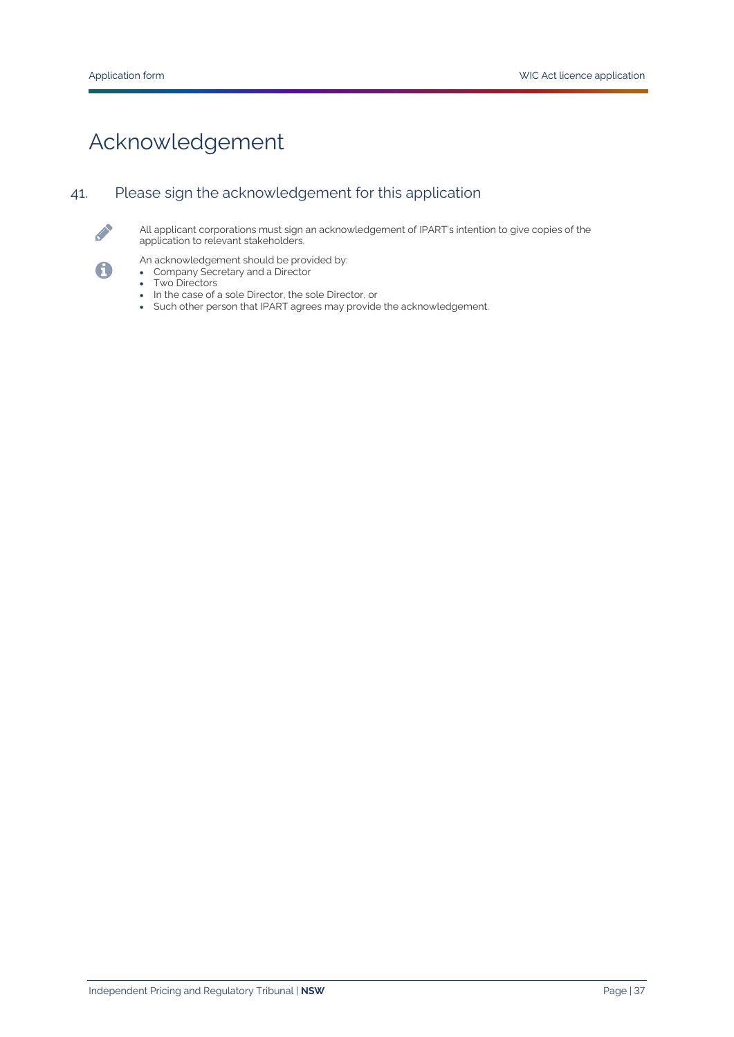# Acknowledgement

## 41. Please sign the acknowledgement for this application

All applicant corporations must sign an acknowledgement of IPART's intention to give copies of the application to relevant stakeholders.

An acknowledgement should be provided by:

- Company Secretary and a Director
- Two Directors
- In the case of a sole Director, the sole Director, or
- Such other person that IPART agrees may provide the acknowledgement.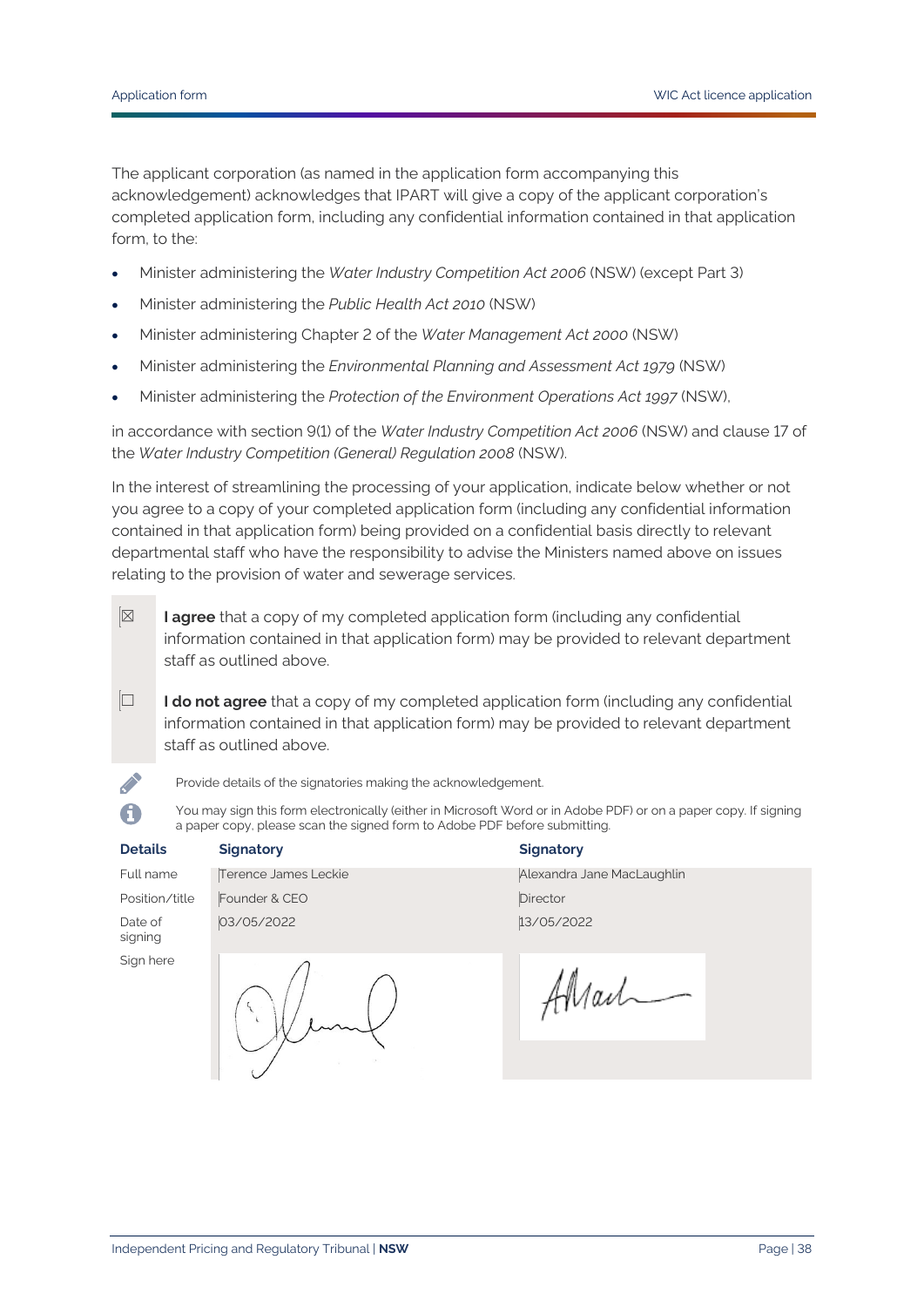The applicant corporation (as named in the application form accompanying this acknowledgement) acknowledges that IPART will give a copy of the applicant corporation's completed application form, including any confidential information contained in that application form, to the:

- Minister administering the *Water Industry Competition Act 2006* (NSW) (except Part 3)
- Minister administering the *Public Health Act 2010* (NSW)
- Minister administering Chapter 2 of the *Water Management Act 2000* (NSW)
- Minister administering the *Environmental Planning and Assessment Act 1979* (NSW)
- Minister administering the *Protection of the Environment Operations Act 1997* (NSW),

in accordance with section 9(1) of the *Water Industry Competition Act 2006* (NSW) and clause 17 of the *Water Industry Competition (General) Regulation 2008* (NSW).

In the interest of streamlining the processing of your application, indicate below whether or not you agree to a copy of your completed application form (including any confidential information contained in that application form) being provided on a confidential basis directly to relevant departmental staff who have the responsibility to advise the Ministers named above on issues relating to the provision of water and sewerage services.

☒ **I agree** that a copy of my completed application form (including any confidential information contained in that application form) may be provided to relevant department staff as outlined above.

☐ **I do not agree** that a copy of my completed application form (including any confidential information contained in that application form) may be provided to relevant department staff as outlined above.

Provide details of the signatories making the acknowledgement.

You may sign this form electronically (either in Microsoft Word or in Adobe PDF) or on a paper copy. If signing a paper copy, please scan the signed form to Adobe PDF before submitting.

| Details | Signatory | Signatory |
|---|---|---|
| Full name | Terence James Leckie | Alexandra Jane MacLaughlin |
| Position/title | Founder & CEO | Director |
| Date of signing | 03/05/2022 | 13/05/2022 |
| Sign here | [signature] | [signature] |